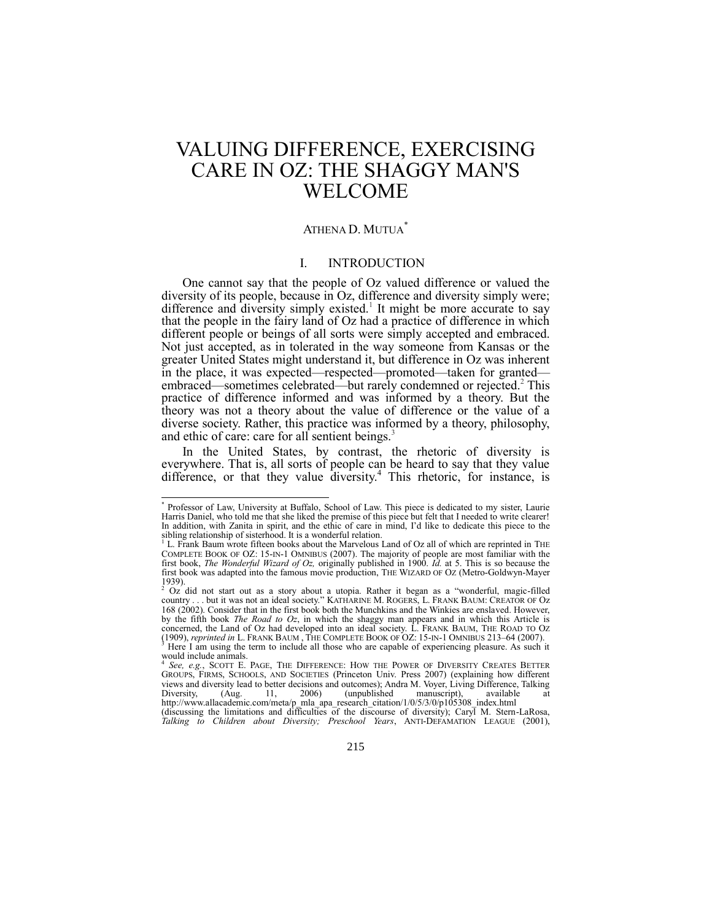# VALUING DIFFERENCE, EXERCISING CARE IN OZ: THE SHAGGY MAN'S WELCOME

ATHENA D. MUTUA[*]

## I. INTRODUCTION

One cannot say that the people of Oz valued difference or valued the diversity of its people, because in Oz, difference and diversity simply were; difference and diversity simply existed.[1] It might be more accurate to say that the people in the fairy land of Oz had a practice of difference in which different people or beings of all sorts were simply accepted and embraced. Not just accepted, as in tolerated in the way someone from Kansas or the greater United States might understand it, but difference in Oz was inherent in the place, it was expected—respected—promoted—taken for granted—embraced—sometimes celebrated—but rarely condemned or rejected.[2] This practice of difference informed and was informed by a theory. But the theory was not a theory about the value of difference or the value of a diverse society. Rather, this practice was informed by a theory, philosophy, and ethic of care: care for all sentient beings.[3]

In the United States, by contrast, the rhetoric of diversity is everywhere. That is, all sorts of people can be heard to say that they value difference, or that they value diversity.[4] This rhetoric, for instance, is

---

[*] Professor of Law, University at Buffalo, School of Law. This piece is dedicated to my sister, Laurie Harris Daniel, who told me that she liked the premise of this piece but felt that I needed to write clearer! In addition, with Zanita in spirit, and the ethic of care in mind, I'd like to dedicate this piece to the sibling relationship of sisterhood. It is a wonderful relation.

[1] L. Frank Baum wrote fifteen books about the Marvelous Land of Oz all of which are reprinted in THE COMPLETE BOOK OF OZ: 15-IN-1 OMNIBUS (2007). The majority of people are most familiar with the first book, *The Wonderful Wizard of Oz,* originally published in 1900. *Id.* at 5. This is so because the first book was adapted into the famous movie production, THE WIZARD OF OZ (Metro-Goldwyn-Mayer 1939).

[2] Oz did not start out as a story about a utopia. Rather it began as a "wonderful, magic-filled country . . . but it was not an ideal society." KATHARINE M. ROGERS, L. FRANK BAUM: CREATOR OF OZ 168 (2002). Consider that in the first book both the Munchkins and the Winkies are enslaved. However, by the fifth book *The Road to Oz*, in which the shaggy man appears and in which this Article is concerned, the Land of Oz had developed into an ideal society. L. FRANK BAUM, THE ROAD TO OZ (1909), *reprinted in* L. FRANK BAUM , THE COMPLETE BOOK OF OZ: 15-IN-1 OMNIBUS 213–64 (2007).

[3] Here I am using the term to include all those who are capable of experiencing pleasure. As such it would include animals.

[4] *See, e.g.*, SCOTT E. PAGE, THE DIFFERENCE: HOW THE POWER OF DIVERSITY CREATES BETTER GROUPS, FIRMS, SCHOOLS, AND SOCIETIES (Princeton Univ. Press 2007) (explaining how different views and diversity lead to better decisions and outcomes); Andra M. Voyer, Living Difference, Talking Diversity, (Aug. 11, 2006) (unpublished manuscript), available at http://www.allacademic.com/meta/p_mla_apa_research_citation/1/0/5/3/0/p105308_index.html (discussing the limitations and difficulties of the discourse of diversity); Caryl M. Stern-LaRosa, *Talking to Children about Diversity; Preschool Years*, ANTI-DEFAMATION LEAGUE (2001),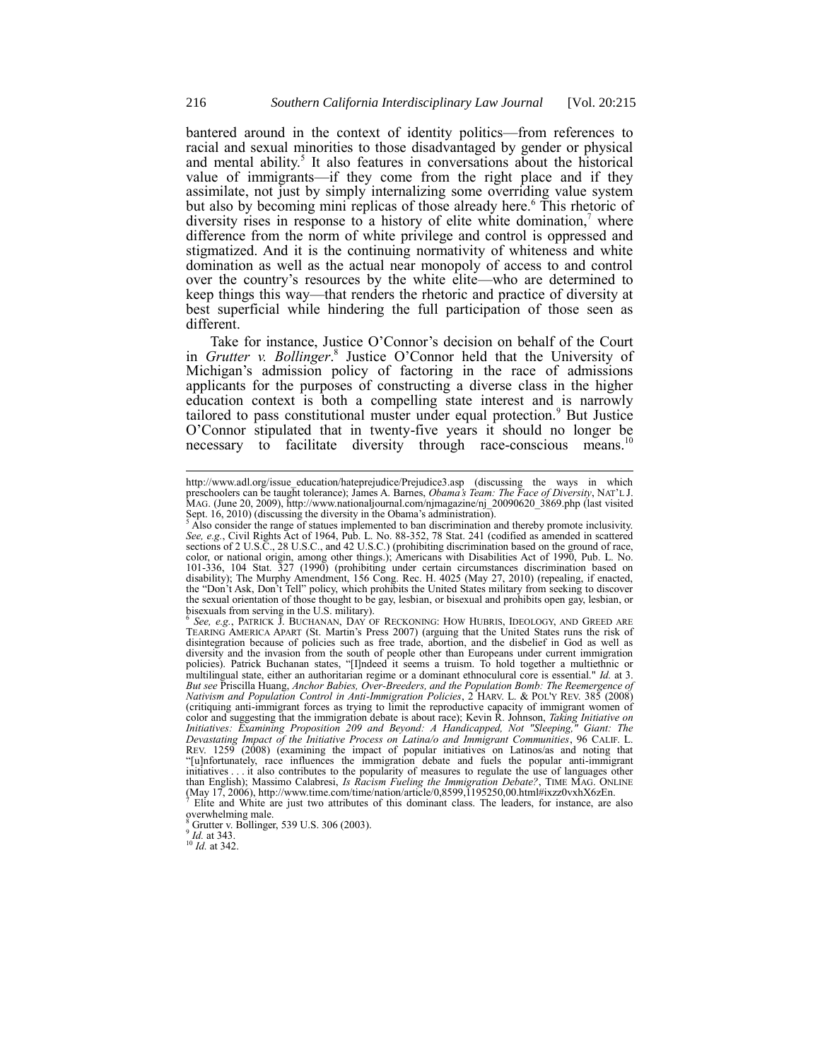bantered around in the context of identity politics—from references to racial and sexual minorities to those disadvantaged by gender or physical and mental ability.[5] It also features in conversations about the historical value of immigrants—if they come from the right place and if they assimilate, not just by simply internalizing some overriding value system but also by becoming mini replicas of those already here.[6] This rhetoric of diversity rises in response to a history of elite white domination,[7] where difference from the norm of white privilege and control is oppressed and stigmatized. And it is the continuing normativity of whiteness and white domination as well as the actual near monopoly of access to and control over the country's resources by the white elite—who are determined to keep things this way—that renders the rhetoric and practice of diversity at best superficial while hindering the full participation of those seen as different.

Take for instance, Justice O'Connor's decision on behalf of the Court in *Grutter v. Bollinger*.[8] Justice O'Connor held that the University of Michigan's admission policy of factoring in the race of admissions applicants for the purposes of constructing a diverse class in the higher education context is both a compelling state interest and is narrowly tailored to pass constitutional muster under equal protection.[9] But Justice O'Connor stipulated that in twenty-five years it should no longer be necessary to facilitate diversity through race-conscious means.[10]

---

http://www.adl.org/issue_education/hateprejudice/Prejudice3.asp (discussing the ways in which preschoolers can be taught tolerance); James A. Barnes, *Obama's Team: The Face of Diversity*, NAT'L J. MAG. (June 20, 2009), http://www.nationaljournal.com/njmagazine/nj_20090620_3869.php (last visited Sept. 16, 2010) (discussing the diversity in the Obama's administration).

[5] Also consider the range of statues implemented to ban discrimination and thereby promote inclusivity. *See, e.g.*, Civil Rights Act of 1964, Pub. L. No. 88-352, 78 Stat. 241 (codified as amended in scattered sections of 2 U.S.C., 28 U.S.C., and 42 U.S.C.) (prohibiting discrimination based on the ground of race, color, or national origin, among other things.); Americans with Disabilities Act of 1990, Pub. L. No. 101-336, 104 Stat. 327 (1990) (prohibiting under certain circumstances discrimination based on disability); The Murphy Amendment, 156 Cong. Rec. H. 4025 (May 27, 2010) (repealing, if enacted, the "Don't Ask, Don't Tell" policy, which prohibits the United States military from seeking to discover the sexual orientation of those thought to be gay, lesbian, or bisexual and prohibits open gay, lesbian, or bisexuals from serving in the U.S. military).

[6] *See, e.g.*, PATRICK J. BUCHANAN, DAY OF RECKONING: HOW HUBRIS, IDEOLOGY, AND GREED ARE TEARING AMERICA APART (St. Martin's Press 2007) (arguing that the United States runs the risk of disintegration because of policies such as free trade, abortion, and the disbelief in God as well as diversity and the invasion from the south of people other than Europeans under current immigration policies). Patrick Buchanan states, "[I]ndeed it seems a truism. To hold together a multiethnic or multilingual state, either an authoritarian regime or a dominant ethnoculural core is essential." *Id.* at 3. *But see* Priscilla Huang, *Anchor Babies, Over-Breeders, and the Population Bomb: The Reemergence of Nativism and Population Control in Anti-Immigration Policies*, 2 HARV. L. & POL'Y REV. 385 (2008) (critiquing anti-immigrant forces as trying to limit the reproductive capacity of immigrant women of color and suggesting that the immigration debate is about race); Kevin R. Johnson, *Taking Initiative on Initiatives: Examining Proposition 209 and Beyond: A Handicapped, Not "Sleeping," Giant: The Devastating Impact of the Initiative Process on Latina/o and Immigrant Communities*, 96 CALIF. L. REV. 1259 (2008) (examining the impact of popular initiatives on Latinos/as and noting that "[u]nfortunately, race influences the immigration debate and fuels the popular anti-immigrant initiatives . . . it also contributes to the popularity of measures to regulate the use of languages other than English); Massimo Calabresi, *Is Racism Fueling the Immigration Debate?*, TIME MAG. ONLINE (May 17, 2006), http://www.time.com/time/nation/article/0,8599,1195250,00.html#ixzz0vxhX6zEn.

[7] Elite and White are just two attributes of this dominant class. The leaders, for instance, are also overwhelming male.

[8] Grutter v. Bollinger, 539 U.S. 306 (2003).

[9] *Id.* at 343.

[10] *Id.* at 342.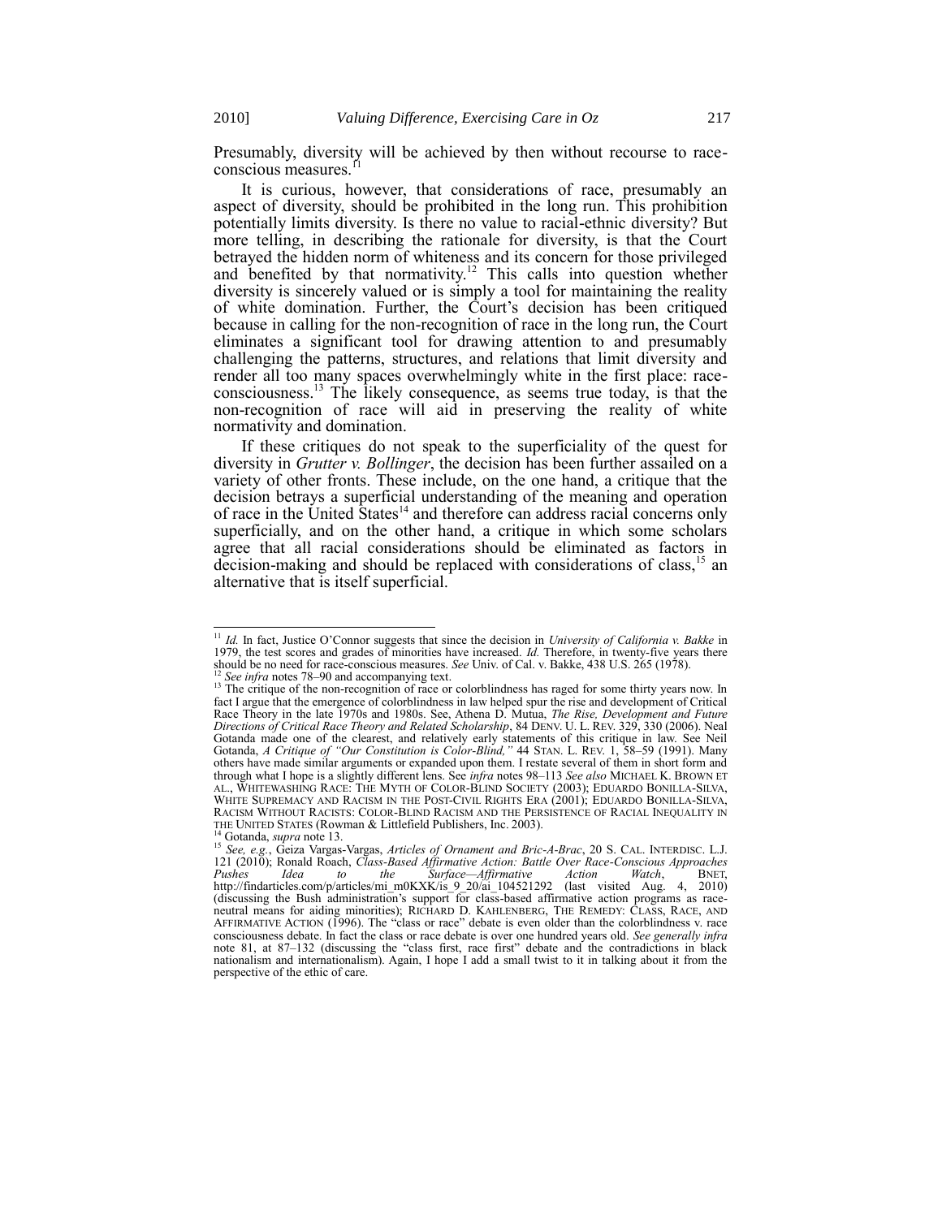Presumably, diversity will be achieved by then without recourse to race-conscious measures.[11]

It is curious, however, that considerations of race, presumably an aspect of diversity, should be prohibited in the long run. This prohibition potentially limits diversity. Is there no value to racial-ethnic diversity? But more telling, in describing the rationale for diversity, is that the Court betrayed the hidden norm of whiteness and its concern for those privileged and benefited by that normativity.[12] This calls into question whether diversity is sincerely valued or is simply a tool for maintaining the reality of white domination. Further, the Court's decision has been critiqued because in calling for the non-recognition of race in the long run, the Court eliminates a significant tool for drawing attention to and presumably challenging the patterns, structures, and relations that limit diversity and render all too many spaces overwhelmingly white in the first place: race-consciousness.[13] The likely consequence, as seems true today, is that the non-recognition of race will aid in preserving the reality of white normativity and domination.

If these critiques do not speak to the superficiality of the quest for diversity in *Grutter v. Bollinger*, the decision has been further assailed on a variety of other fronts. These include, on the one hand, a critique that the decision betrays a superficial understanding of the meaning and operation of race in the United States[14] and therefore can address racial concerns only superficially, and on the other hand, a critique in which some scholars agree that all racial considerations should be eliminated as factors in decision-making and should be replaced with considerations of class,[15] an alternative that is itself superficial.

---

[11] *Id.* In fact, Justice O'Connor suggests that since the decision in *University of California v. Bakke* in 1979, the test scores and grades of minorities have increased. *Id.* Therefore, in twenty-five years there should be no need for race-conscious measures. *See* Univ. of Cal. v. Bakke, 438 U.S. 265 (1978).

[12] *See infra* notes 78–90 and accompanying text.

[13] The critique of the non-recognition of race or colorblindness has raged for some thirty years now. In fact I argue that the emergence of colorblindness in law helped spur the rise and development of Critical Race Theory in the late 1970s and 1980s. See, Athena D. Mutua, *The Rise, Development and Future Directions of Critical Race Theory and Related Scholarship*, 84 DENV. U. L. REV. 329, 330 (2006). Neal Gotanda made one of the clearest, and relatively early statements of this critique in law. See Neil Gotanda, *A Critique of "Our Constitution is Color-Blind,"* 44 STAN. L. REV. 1, 58–59 (1991). Many others have made similar arguments or expanded upon them. I restate several of them in short form and through what I hope is a slightly different lens. See *infra* notes 98–113 *See also* MICHAEL K. BROWN ET AL., WHITEWASHING RACE: THE MYTH OF COLOR-BLIND SOCIETY (2003); EDUARDO BONILLA-SILVA, WHITE SUPREMACY AND RACISM IN THE POST-CIVIL RIGHTS ERA (2001); EDUARDO BONILLA-SILVA, RACISM WITHOUT RACISTS: COLOR-BLIND RACISM AND THE PERSISTENCE OF RACIAL INEQUALITY IN THE UNITED STATES (Rowman & Littlefield Publishers, Inc. 2003).

[14] Gotanda, *supra* note 13.

[15] *See, e.g.*, Geiza Vargas-Vargas, *Articles of Ornament and Bric-A-Brac*, 20 S. CAL. INTERDISC. L.J. 121 (2010); Ronald Roach, *Class-Based Affirmative Action: Battle Over Race-Conscious Approaches Pushes Idea to the Surface—Affirmative Action Watch*, BNET, http://findarticles.com/p/articles/mi_m0KXK/is_9_20/ai_104521292 (last visited Aug. 4, 2010) (discussing the Bush administration's support for class-based affirmative action programs as race-neutral means for aiding minorities); RICHARD D. KAHLENBERG, THE REMEDY: CLASS, RACE, AND AFFIRMATIVE ACTION (1996). The "class or race" debate is even older than the colorblindness v. race consciousness debate. In fact the class or race debate is over one hundred years old. *See generally infra* note 81, at 87–132 (discussing the "class first, race first" debate and the contradictions in black nationalism and internationalism). Again, I hope I add a small twist to it in talking about it from the perspective of the ethic of care.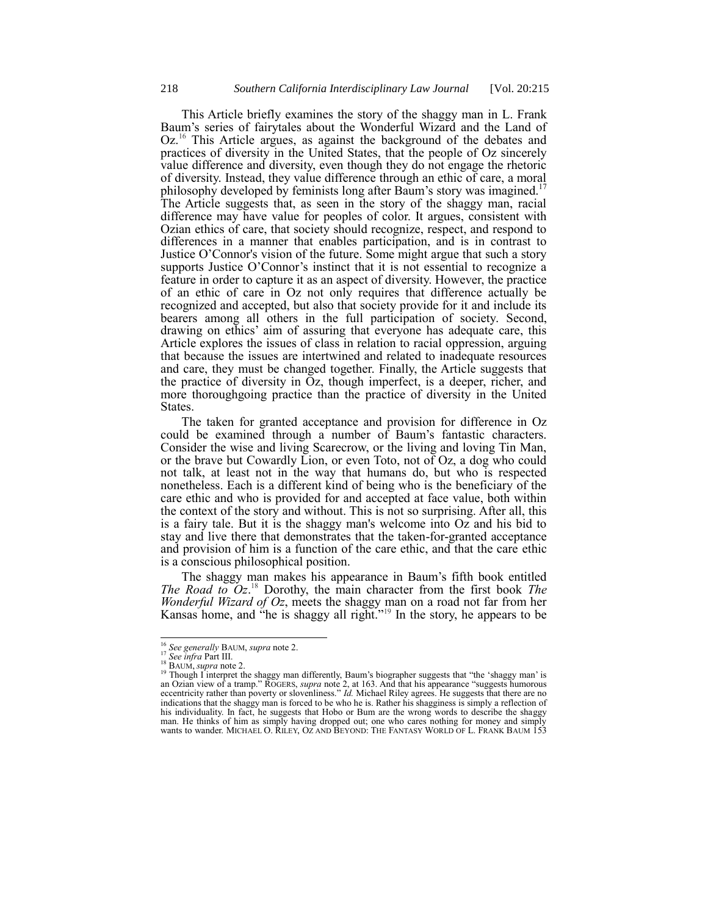This Article briefly examines the story of the shaggy man in L. Frank Baum's series of fairytales about the Wonderful Wizard and the Land of Oz.[16] This Article argues, as against the background of the debates and practices of diversity in the United States, that the people of Oz sincerely value difference and diversity, even though they do not engage the rhetoric of diversity. Instead, they value difference through an ethic of care, a moral philosophy developed by feminists long after Baum's story was imagined.[17] The Article suggests that, as seen in the story of the shaggy man, racial difference may have value for peoples of color. It argues, consistent with Ozian ethics of care, that society should recognize, respect, and respond to differences in a manner that enables participation, and is in contrast to Justice O'Connor's vision of the future. Some might argue that such a story supports Justice O'Connor's instinct that it is not essential to recognize a feature in order to capture it as an aspect of diversity. However, the practice of an ethic of care in Oz not only requires that difference actually be recognized and accepted, but also that society provide for it and include its bearers among all others in the full participation of society. Second, drawing on ethics' aim of assuring that everyone has adequate care, this Article explores the issues of class in relation to racial oppression, arguing that because the issues are intertwined and related to inadequate resources and care, they must be changed together. Finally, the Article suggests that the practice of diversity in Oz, though imperfect, is a deeper, richer, and more thoroughgoing practice than the practice of diversity in the United States.

The taken for granted acceptance and provision for difference in Oz could be examined through a number of Baum's fantastic characters. Consider the wise and living Scarecrow, or the living and loving Tin Man, or the brave but Cowardly Lion, or even Toto, not of Oz, a dog who could not talk, at least not in the way that humans do, but who is respected nonetheless. Each is a different kind of being who is the beneficiary of the care ethic and who is provided for and accepted at face value, both within the context of the story and without. This is not so surprising. After all, this is a fairy tale. But it is the shaggy man's welcome into Oz and his bid to stay and live there that demonstrates that the taken-for-granted acceptance and provision of him is a function of the care ethic, and that the care ethic is a conscious philosophical position.

The shaggy man makes his appearance in Baum's fifth book entitled *The Road to Oz*.[18] Dorothy, the main character from the first book *The Wonderful Wizard of Oz*, meets the shaggy man on a road not far from her Kansas home, and "he is shaggy all right."[19] In the story, he appears to be

---

[16] *See generally* BAUM, *supra* note 2.

[17] *See infra* Part III.

[18] BAUM, *supra* note 2.

[19] Though I interpret the shaggy man differently, Baum's biographer suggests that "the 'shaggy man' is an Ozian view of a tramp." ROGERS, *supra* note 2, at 163. And that his appearance "suggests humorous eccentricity rather than poverty or slovenliness." *Id.* Michael Riley agrees. He suggests that there are no indications that the shaggy man is forced to be who he is. Rather his shagginess is simply a reflection of his individuality. In fact, he suggests that Hobo or Bum are the wrong words to describe the shaggy man. He thinks of him as simply having dropped out; one who cares nothing for money and simply wants to wander. MICHAEL O. RILEY, OZ AND BEYOND: THE FANTASY WORLD OF L. FRANK BAUM 153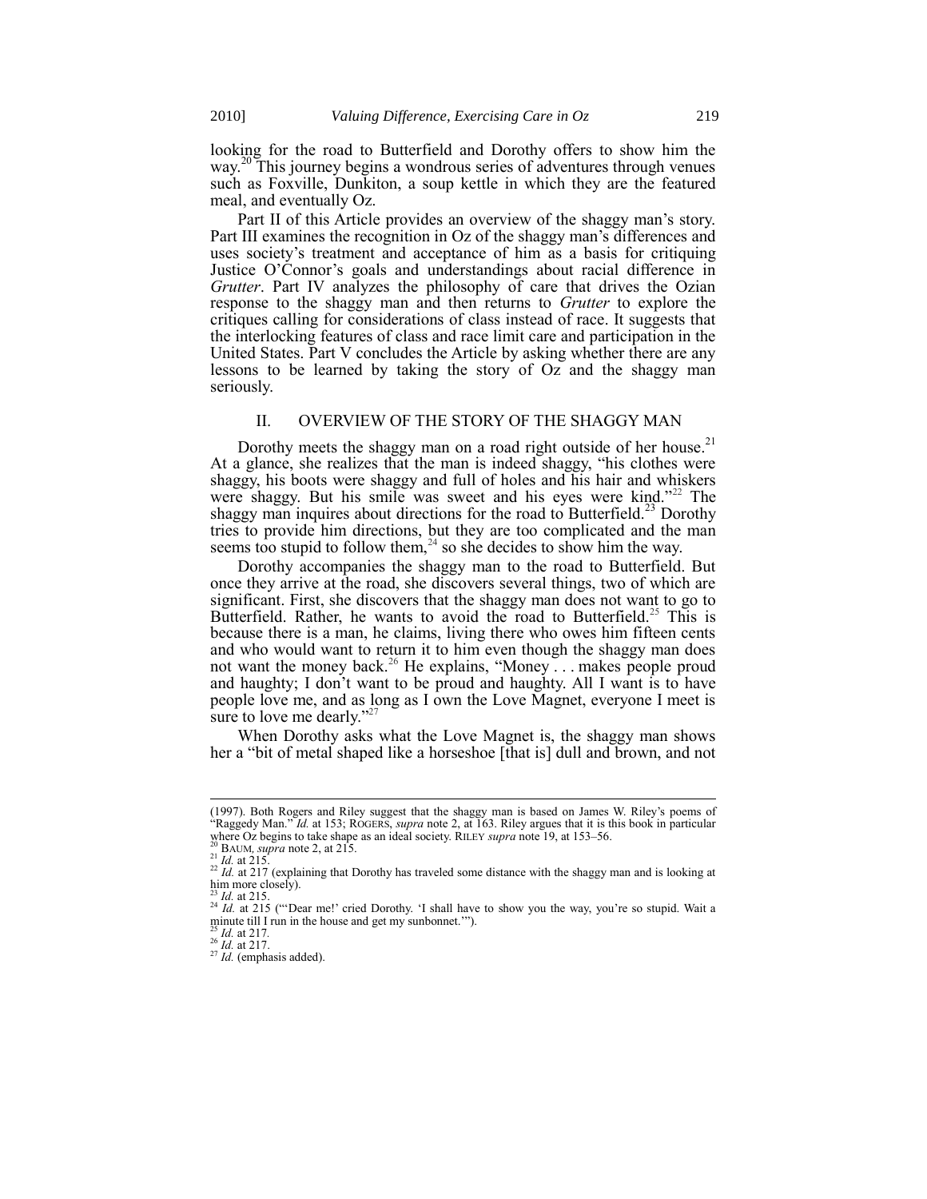looking for the road to Butterfield and Dorothy offers to show him the way.[20] This journey begins a wondrous series of adventures through venues such as Foxville, Dunkiton, a soup kettle in which they are the featured meal, and eventually Oz.

Part II of this Article provides an overview of the shaggy man's story. Part III examines the recognition in Oz of the shaggy man's differences and uses society's treatment and acceptance of him as a basis for critiquing Justice O'Connor's goals and understandings about racial difference in *Grutter*. Part IV analyzes the philosophy of care that drives the Ozian response to the shaggy man and then returns to *Grutter* to explore the critiques calling for considerations of class instead of race. It suggests that the interlocking features of class and race limit care and participation in the United States. Part V concludes the Article by asking whether there are any lessons to be learned by taking the story of Oz and the shaggy man seriously.

## II. OVERVIEW OF THE STORY OF THE SHAGGY MAN

Dorothy meets the shaggy man on a road right outside of her house.[21] At a glance, she realizes that the man is indeed shaggy, "his clothes were shaggy, his boots were shaggy and full of holes and his hair and whiskers were shaggy. But his smile was sweet and his eyes were kind."[22] The shaggy man inquires about directions for the road to Butterfield.[23] Dorothy tries to provide him directions, but they are too complicated and the man seems too stupid to follow them,[24] so she decides to show him the way.

Dorothy accompanies the shaggy man to the road to Butterfield. But once they arrive at the road, she discovers several things, two of which are significant. First, she discovers that the shaggy man does not want to go to Butterfield. Rather, he wants to avoid the road to Butterfield.[25] This is because there is a man, he claims, living there who owes him fifteen cents and who would want to return it to him even though the shaggy man does not want the money back.[26] He explains, "Money . . . makes people proud and haughty; I don't want to be proud and haughty. All I want is to have people love me, and as long as I own the Love Magnet, everyone I meet is sure to love me dearly."[27]

When Dorothy asks what the Love Magnet is, the shaggy man shows her a "bit of metal shaped like a horseshoe [that is] dull and brown, and not

---

(1997). Both Rogers and Riley suggest that the shaggy man is based on James W. Riley's poems of "Raggedy Man." *Id.* at 153; ROGERS, *supra* note 2, at 163. Riley argues that it is this book in particular where Oz begins to take shape as an ideal society. RILEY *supra* note 19, at 153–56.

[20] BAUM, *supra* note 2, at 215.

[21] *Id.* at 215.

[22] *Id.* at 217 (explaining that Dorothy has traveled some distance with the shaggy man and is looking at him more closely).

[23] *Id.* at 215.

[24] *Id.* at 215 ("'Dear me!' cried Dorothy. 'I shall have to show you the way, you're so stupid. Wait a minute till I run in the house and get my sunbonnet.'").

[25] *Id.* at 217.

[26] *Id.* at 217.

[27] *Id.* (emphasis added).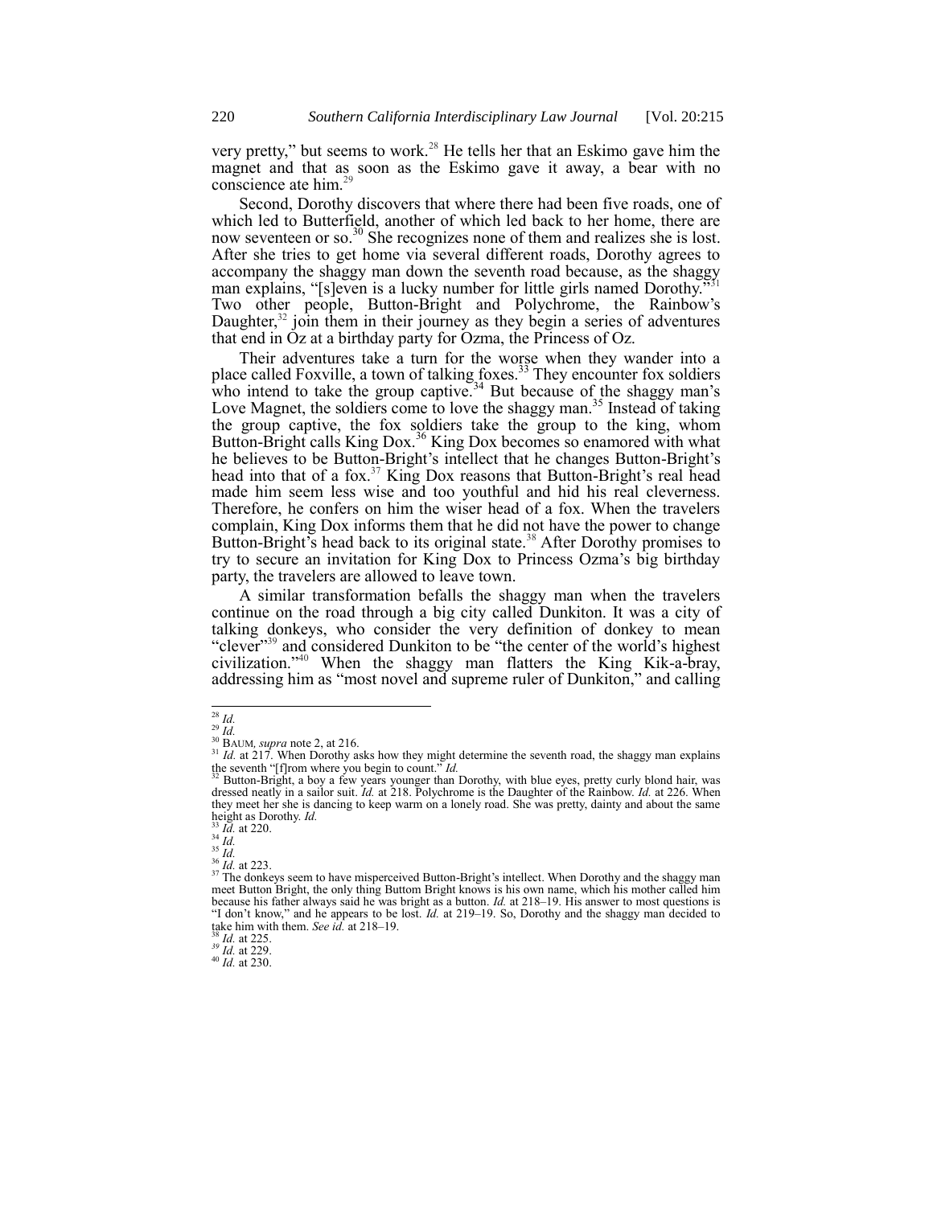very pretty," but seems to work.[28] He tells her that an Eskimo gave him the magnet and that as soon as the Eskimo gave it away, a bear with no conscience ate him.[29]

Second, Dorothy discovers that where there had been five roads, one of which led to Butterfield, another of which led back to her home, there are now seventeen or so.[30] She recognizes none of them and realizes she is lost. After she tries to get home via several different roads, Dorothy agrees to accompany the shaggy man down the seventh road because, as the shaggy man explains, "[s]even is a lucky number for little girls named Dorothy."[31] Two other people, Button-Bright and Polychrome, the Rainbow's Daughter,[32] join them in their journey as they begin a series of adventures that end in Oz at a birthday party for Ozma, the Princess of Oz.

Their adventures take a turn for the worse when they wander into a place called Foxville, a town of talking foxes.[33] They encounter fox soldiers who intend to take the group captive.[34] But because of the shaggy man's Love Magnet, the soldiers come to love the shaggy man.[35] Instead of taking the group captive, the fox soldiers take the group to the king, whom Button-Bright calls King Dox.[36] King Dox becomes so enamored with what he believes to be Button-Bright's intellect that he changes Button-Bright's head into that of a fox.[37] King Dox reasons that Button-Bright's real head made him seem less wise and too youthful and hid his real cleverness. Therefore, he confers on him the wiser head of a fox. When the travelers complain, King Dox informs them that he did not have the power to change Button-Bright's head back to its original state.[38] After Dorothy promises to try to secure an invitation for King Dox to Princess Ozma's big birthday party, the travelers are allowed to leave town.

A similar transformation befalls the shaggy man when the travelers continue on the road through a big city called Dunkiton. It was a city of talking donkeys, who consider the very definition of donkey to mean "clever"[39] and considered Dunkiton to be "the center of the world's highest civilization."[40] When the shaggy man flatters the King Kik-a-bray, addressing him as "most novel and supreme ruler of Dunkiton," and calling

---

[28] *Id.*

[29] *Id.*

[30] BAUM, *supra* note 2, at 216.

[31] *Id.* at 217. When Dorothy asks how they might determine the seventh road, the shaggy man explains the seventh "[f]rom where you begin to count." *Id.*

[32] Button-Bright, a boy a few years younger than Dorothy, with blue eyes, pretty curly blond hair, was dressed neatly in a sailor suit. *Id.* at 218. Polychrome is the Daughter of the Rainbow. *Id.* at 226. When they meet her she is dancing to keep warm on a lonely road. She was pretty, dainty and about the same height as Dorothy. *Id.*

[33] *Id.* at 220.

[34] *Id.*

[35] *Id.*

[36] *Id.* at 223.

[37] The donkeys seem to have misperceived Button-Bright's intellect. When Dorothy and the shaggy man meet Button Bright, the only thing Buttom Bright knows is his own name, which his mother called him because his father always said he was bright as a button. *Id.* at 218–19. His answer to most questions is "I don't know," and he appears to be lost. *Id.* at 219–19. So, Dorothy and the shaggy man decided to take him with them. *See id.* at 218–19.

[38] *Id.* at 225.

[39] *Id.* at 229.

[40] *Id.* at 230.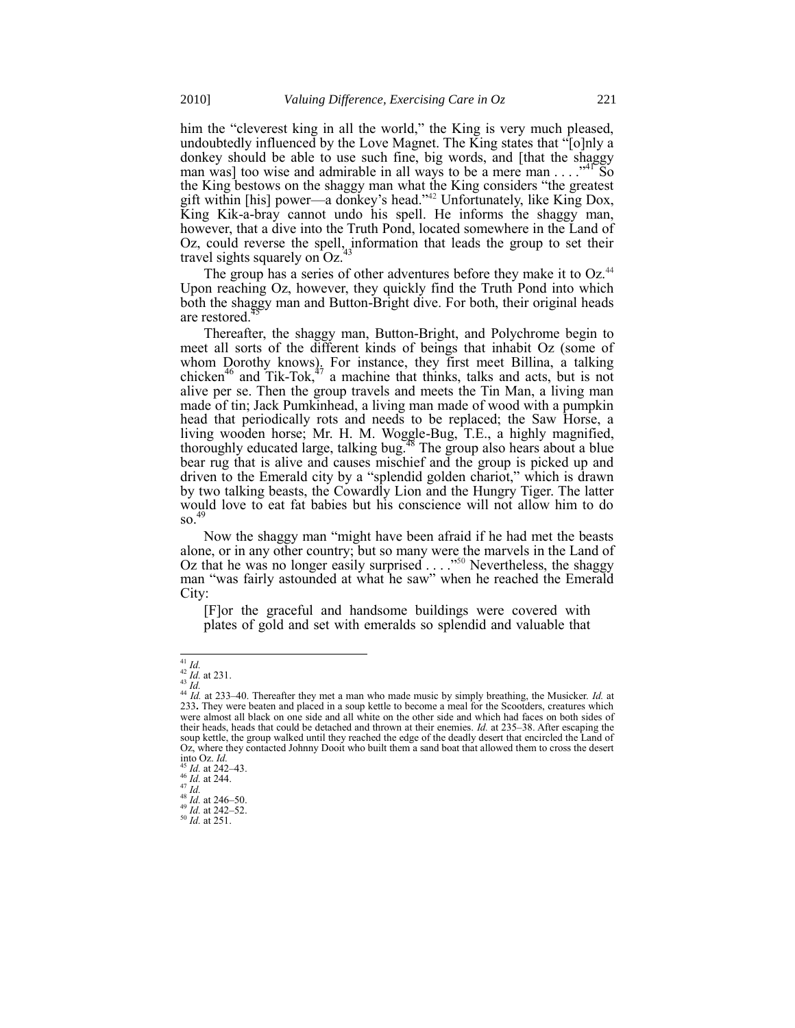him the "cleverest king in all the world," the King is very much pleased, undoubtedly influenced by the Love Magnet. The King states that "[o]nly a donkey should be able to use such fine, big words, and [that the shaggy man was] too wise and admirable in all ways to be a mere man . . . ."[41] So the King bestows on the shaggy man what the King considers "the greatest gift within [his] power—a donkey's head."[42] Unfortunately, like King Dox, King Kik-a-bray cannot undo his spell. He informs the shaggy man, however, that a dive into the Truth Pond, located somewhere in the Land of Oz, could reverse the spell, information that leads the group to set their travel sights squarely on Oz.[43]

The group has a series of other adventures before they make it to Oz.[44] Upon reaching Oz, however, they quickly find the Truth Pond into which both the shaggy man and Button-Bright dive. For both, their original heads are restored.[45]

Thereafter, the shaggy man, Button-Bright, and Polychrome begin to meet all sorts of the different kinds of beings that inhabit Oz (some of whom Dorothy knows). For instance, they first meet Billina, a talking chicken[46] and Tik-Tok,[47] a machine that thinks, talks and acts, but is not alive per se. Then the group travels and meets the Tin Man, a living man made of tin; Jack Pumkinhead, a living man made of wood with a pumpkin head that periodically rots and needs to be replaced; the Saw Horse, a living wooden horse; Mr. H. M. Woggle-Bug, T.E., a highly magnified, thoroughly educated large, talking bug.[48] The group also hears about a blue bear rug that is alive and causes mischief and the group is picked up and driven to the Emerald city by a "splendid golden chariot," which is drawn by two talking beasts, the Cowardly Lion and the Hungry Tiger. The latter would love to eat fat babies but his conscience will not allow him to do so.[49]

Now the shaggy man "might have been afraid if he had met the beasts alone, or in any other country; but so many were the marvels in the Land of Oz that he was no longer easily surprised . . . ."[50] Nevertheless, the shaggy man "was fairly astounded at what he saw" when he reached the Emerald City:

> [F]or the graceful and handsome buildings were covered with plates of gold and set with emeralds so splendid and valuable that

---

[41] *Id.*

[42] *Id.* at 231.

[43] *Id.*

[44] *Id.* at 233–40. Thereafter they met a man who made music by simply breathing, the Musicker. *Id.* at 233. They were beaten and placed in a soup kettle to become a meal for the Scootders, creatures which were almost all black on one side and all white on the other side and which had faces on both sides of their heads, heads that could be detached and thrown at their enemies. *Id.* at 235–38. After escaping the soup kettle, the group walked until they reached the edge of the deadly desert that encircled the Land of Oz, where they contacted Johnny Dooit who built them a sand boat that allowed them to cross the desert into Oz. *Id.*

[45] *Id.* at 242–43.

[46] *Id.* at 244.

[47] *Id.*

[48] *Id.* at 246–50.

[49] *Id.* at 242–52.

[50] *Id.* at 251.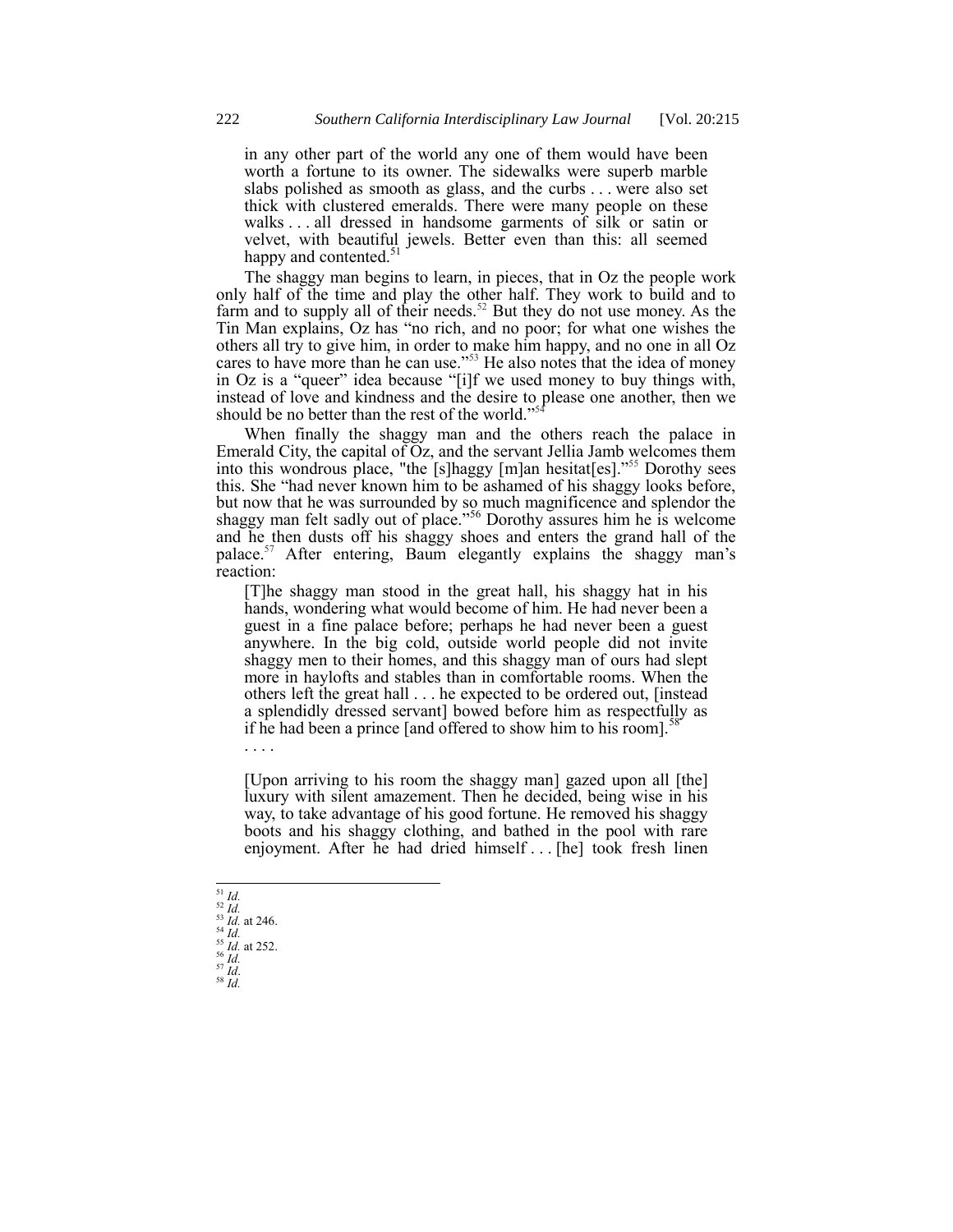> in any other part of the world any one of them would have been worth a fortune to its owner. The sidewalks were superb marble slabs polished as smooth as glass, and the curbs . . . were also set thick with clustered emeralds. There were many people on these walks . . . all dressed in handsome garments of silk or satin or velvet, with beautiful jewels. Better even than this: all seemed happy and contented.[51]

The shaggy man begins to learn, in pieces, that in Oz the people work only half of the time and play the other half. They work to build and to farm and to supply all of their needs.[52] But they do not use money. As the Tin Man explains, Oz has "no rich, and no poor; for what one wishes the others all try to give him, in order to make him happy, and no one in all Oz cares to have more than he can use."[53] He also notes that the idea of money in Oz is a "queer" idea because "[i]f we used money to buy things with, instead of love and kindness and the desire to please one another, then we should be no better than the rest of the world."[54]

When finally the shaggy man and the others reach the palace in Emerald City, the capital of Oz, and the servant Jellia Jamb welcomes them into this wondrous place, "the [s]haggy [m]an hesitat[es]."[55] Dorothy sees this. She "had never known him to be ashamed of his shaggy looks before, but now that he was surrounded by so much magnificence and splendor the shaggy man felt sadly out of place."[56] Dorothy assures him he is welcome and he then dusts off his shaggy shoes and enters the grand hall of the palace.[57] After entering, Baum elegantly explains the shaggy man's reaction:

> [T]he shaggy man stood in the great hall, his shaggy hat in his hands, wondering what would become of him. He had never been a guest in a fine palace before; perhaps he had never been a guest anywhere. In the big cold, outside world people did not invite shaggy men to their homes, and this shaggy man of ours had slept more in haylofts and stables than in comfortable rooms. When the others left the great hall . . . he expected to be ordered out, [instead a splendidly dressed servant] bowed before him as respectfully as if he had been a prince [and offered to show him to his room].[58]
>
> . . . .
>
> [Upon arriving to his room the shaggy man] gazed upon all [the] luxury with silent amazement. Then he decided, being wise in his way, to take advantage of his good fortune. He removed his shaggy boots and his shaggy clothing, and bathed in the pool with rare enjoyment. After he had dried himself . . . [he] took fresh linen

---

[51] *Id.*
[52] *Id.*
[53] *Id.* at 246.
[54] *Id.*
[55] *Id.* at 252.
[56] *Id.*
[57] *Id*.
[58] *Id.*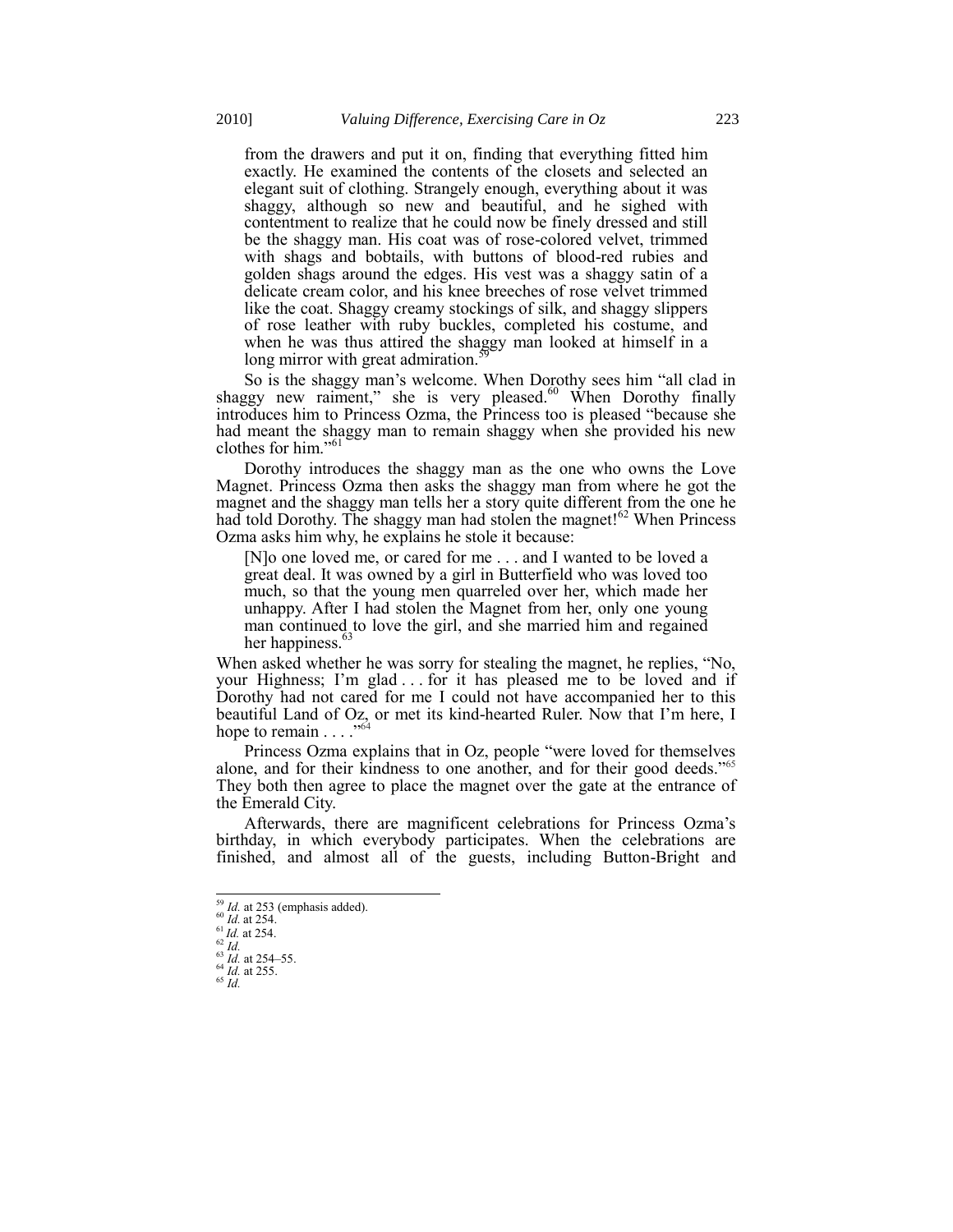> from the drawers and put it on, finding that everything fitted him exactly. He examined the contents of the closets and selected an elegant suit of clothing. Strangely enough, everything about it was shaggy, although so new and beautiful, and he sighed with contentment to realize that he could now be finely dressed and still be the shaggy man. His coat was of rose-colored velvet, trimmed with shags and bobtails, with buttons of blood-red rubies and golden shags around the edges. His vest was a shaggy satin of a delicate cream color, and his knee breeches of rose velvet trimmed like the coat. Shaggy creamy stockings of silk, and shaggy slippers of rose leather with ruby buckles, completed his costume, and when he was thus attired the shaggy man looked at himself in a long mirror with great admiration.[59]

So is the shaggy man's welcome. When Dorothy sees him "all clad in shaggy new raiment," she is very pleased.[60] When Dorothy finally introduces him to Princess Ozma, the Princess too is pleased "because she had meant the shaggy man to remain shaggy when she provided his new clothes for him."[61]

Dorothy introduces the shaggy man as the one who owns the Love Magnet. Princess Ozma then asks the shaggy man from where he got the magnet and the shaggy man tells her a story quite different from the one he had told Dorothy. The shaggy man had stolen the magnet![62] When Princess Ozma asks him why, he explains he stole it because:

> [N]o one loved me, or cared for me . . . and I wanted to be loved a great deal. It was owned by a girl in Butterfield who was loved too much, so that the young men quarreled over her, which made her unhappy. After I had stolen the Magnet from her, only one young man continued to love the girl, and she married him and regained her happiness.[63]

When asked whether he was sorry for stealing the magnet, he replies, "No, your Highness; I'm glad . . . for it has pleased me to be loved and if Dorothy had not cared for me I could not have accompanied her to this beautiful Land of Oz, or met its kind-hearted Ruler. Now that I'm here, I hope to remain . . . ."[64]

Princess Ozma explains that in Oz, people "were loved for themselves alone, and for their kindness to one another, and for their good deeds."[65] They both then agree to place the magnet over the gate at the entrance of the Emerald City.

Afterwards, there are magnificent celebrations for Princess Ozma's birthday, in which everybody participates. When the celebrations are finished, and almost all of the guests, including Button-Bright and

---

[59] *Id.* at 253 (emphasis added).
[60] *Id.* at 254.
[61] *Id.* at 254.
[62] *Id.*
[63] *Id.* at 254–55.
[64] *Id.* at 255.
[65] *Id.*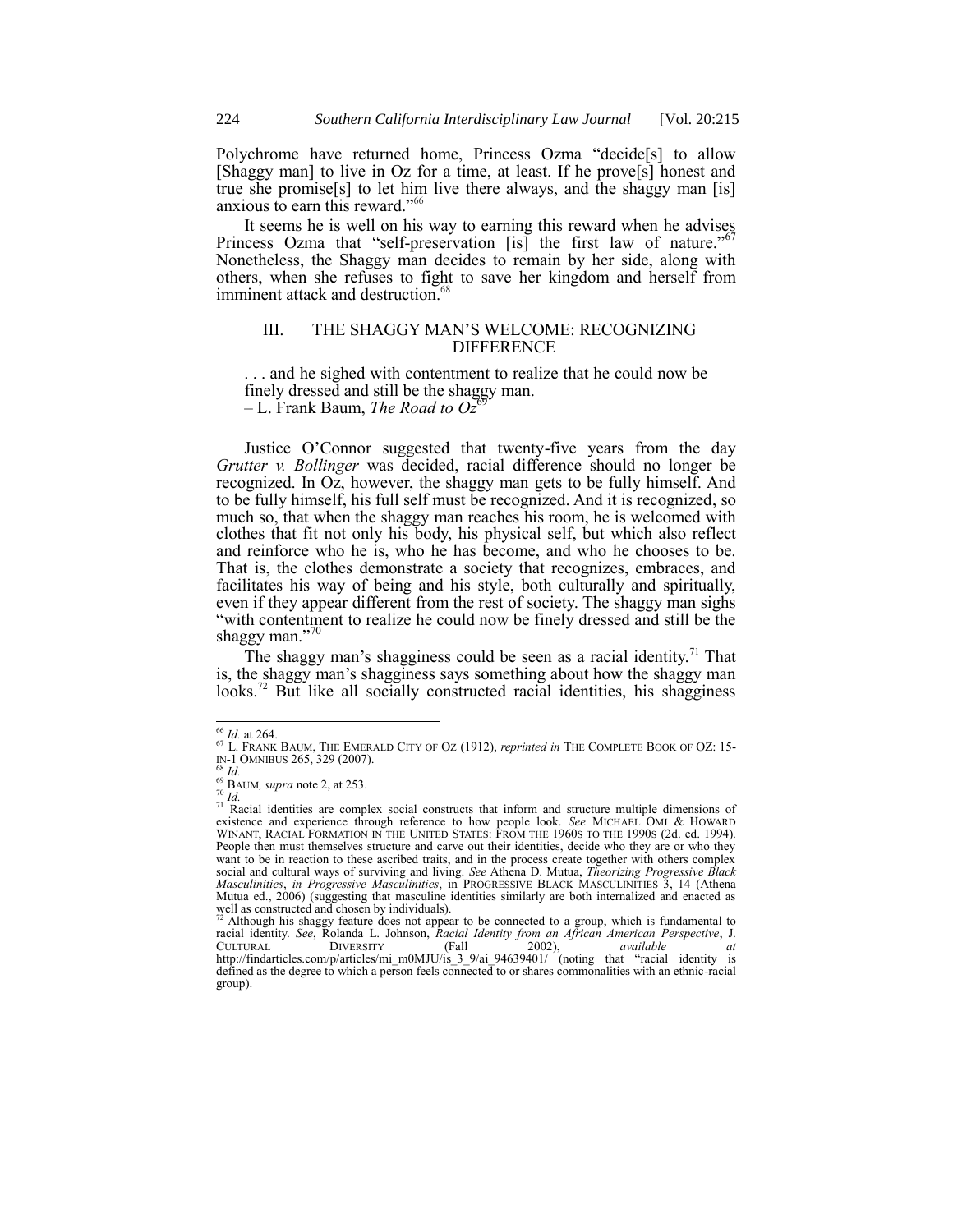Polychrome have returned home, Princess Ozma "decide[s] to allow [Shaggy man] to live in Oz for a time, at least. If he prove[s] honest and true she promise[s] to let him live there always, and the shaggy man [is] anxious to earn this reward."[66]

It seems he is well on his way to earning this reward when he advises Princess Ozma that "self-preservation [is] the first law of nature."[67] Nonetheless, the Shaggy man decides to remain by her side, along with others, when she refuses to fight to save her kingdom and herself from imminent attack and destruction.[68]

## III. THE SHAGGY MAN'S WELCOME: RECOGNIZING DIFFERENCE

> . . . and he sighed with contentment to realize that he could now be finely dressed and still be the shaggy man.
> – L. Frank Baum, *The Road to Oz*[69]

Justice O'Connor suggested that twenty-five years from the day *Grutter v. Bollinger* was decided, racial difference should no longer be recognized. In Oz, however, the shaggy man gets to be fully himself. And to be fully himself, his full self must be recognized. And it is recognized, so much so, that when the shaggy man reaches his room, he is welcomed with clothes that fit not only his body, his physical self, but which also reflect and reinforce who he is, who he has become, and who he chooses to be. That is, the clothes demonstrate a society that recognizes, embraces, and facilitates his way of being and his style, both culturally and spiritually, even if they appear different from the rest of society. The shaggy man sighs "with contentment to realize he could now be finely dressed and still be the shaggy man."[70]

The shaggy man's shagginess could be seen as a racial identity.[71] That is, the shaggy man's shagginess says something about how the shaggy man looks.[72] But like all socially constructed racial identities, his shagginess

---

[66] *Id.* at 264.

[67] L. FRANK BAUM, THE EMERALD CITY OF OZ (1912), *reprinted in* THE COMPLETE BOOK OF OZ: 15-IN-1 OMNIBUS 265, 329 (2007).

[68] *Id.*

[69] BAUM, *supra* note 2, at 253.

[70] *Id.*

[71] Racial identities are complex social constructs that inform and structure multiple dimensions of existence and experience through reference to how people look. *See* MICHAEL OMI & HOWARD WINANT, RACIAL FORMATION IN THE UNITED STATES: FROM THE 1960S TO THE 1990S (2d. ed. 1994). People then must themselves structure and carve out their identities, decide who they are or who they want to be in reaction to these ascribed traits, and in the process create together with others complex social and cultural ways of surviving and living. *See* Athena D. Mutua, *Theorizing Progressive Black Masculinities*, *in Progressive Masculinities*, in PROGRESSIVE BLACK MASCULINITIES 3, 14 (Athena Mutua ed., 2006) (suggesting that masculine identities similarly are both internalized and enacted as well as constructed and chosen by individuals).

[72] Although his shaggy feature does not appear to be connected to a group, which is fundamental to racial identity. *See*, Rolanda L. Johnson, *Racial Identity from an African American Perspective*, J. CULTURAL DIVERSITY (Fall 2002), *available at* http://findarticles.com/p/articles/mi_m0MJU/is_3_9/ai_94639401/ (noting that "racial identity is defined as the degree to which a person feels connected to or shares commonalities with an ethnic-racial group).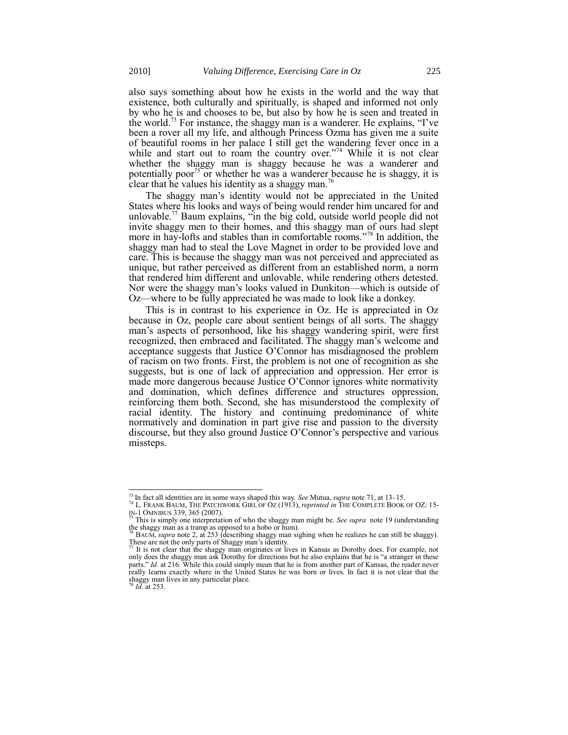also says something about how he exists in the world and the way that existence, both culturally and spiritually, is shaped and informed not only by who he is and chooses to be, but also by how he is seen and treated in the world.[73] For instance, the shaggy man is a wanderer. He explains, "I've been a rover all my life, and although Princess Ozma has given me a suite of beautiful rooms in her palace I still get the wandering fever once in a while and start out to roam the country over."[74] While it is not clear whether the shaggy man is shaggy because he was a wanderer and potentially poor[75] or whether he was a wanderer because he is shaggy, it is clear that he values his identity as a shaggy man.[76]

The shaggy man's identity would not be appreciated in the United States where his looks and ways of being would render him uncared for and unlovable.[77] Baum explains, "in the big cold, outside world people did not invite shaggy men to their homes, and this shaggy man of ours had slept more in hay-lofts and stables than in comfortable rooms."[78] In addition, the shaggy man had to steal the Love Magnet in order to be provided love and care. This is because the shaggy man was not perceived and appreciated as unique, but rather perceived as different from an established norm, a norm that rendered him different and unlovable, while rendering others detested. Nor were the shaggy man's looks valued in Dunkiton—which is outside of Oz—where to be fully appreciated he was made to look like a donkey.

This is in contrast to his experience in Oz. He is appreciated in Oz because in Oz, people care about sentient beings of all sorts. The shaggy man's aspects of personhood, like his shaggy wandering spirit, were first recognized, then embraced and facilitated. The shaggy man's welcome and acceptance suggests that Justice O'Connor has misdiagnosed the problem of racism on two fronts. First, the problem is not one of recognition as she suggests, but is one of lack of appreciation and oppression. Her error is made more dangerous because Justice O'Connor ignores white normativity and domination, which defines difference and structures oppression, reinforcing them both. Second, she has misunderstood the complexity of racial identity. The history and continuing predominance of white normatively and domination in part give rise and passion to the diversity discourse, but they also ground Justice O'Connor's perspective and various missteps.

---

[73] In fact all identities are in some ways shaped this way. *See* Mutua, *supra* note 71, at 13–15.

[74] L. FRANK BAUM, THE PATCHWORK GIRL OF OZ (1913), *reprinted in* THE COMPLETE BOOK OF OZ: 15-IN-1 OMNIBUS 339, 365 (2007).

[75] This is simply one interpretation of who the shaggy man might be. *See supra* note 19 (understanding the shaggy man as a tramp as opposed to a hobo or hum).

[76] BAUM, *supra* note 2, at 253 (describing shaggy man sighing when he realizes he can still be shaggy). These are not the only parts of Shaggy man's identity.

[77] It is not clear that the shaggy man originates or lives in Kansas as Dorothy does. For example, not only does the shaggy man ask Dorothy for directions but he also explains that he is "a stranger in these parts." *Id.* at 216. While this could simply mean that he is from another part of Kansas, the reader never really learns exactly where in the United States he was born or lives. In fact it is not clear that the shaggy man lives in any particular place.

[78] *Id.* at 253.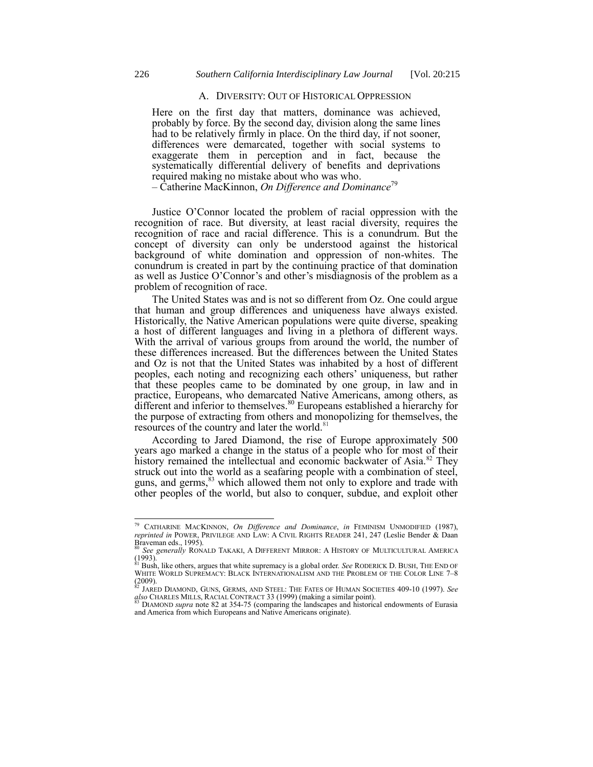### A. DIVERSITY: OUT OF HISTORICAL OPPRESSION

> Here on the first day that matters, dominance was achieved, probably by force. By the second day, division along the same lines had to be relatively firmly in place. On the third day, if not sooner, differences were demarcated, together with social systems to exaggerate them in perception and in fact, because the systematically differential delivery of benefits and deprivations required making no mistake about who was who.
>
> – Catherine MacKinnon, *On Difference and Dominance*[79]

Justice O'Connor located the problem of racial oppression with the recognition of race. But diversity, at least racial diversity, requires the recognition of race and racial difference. This is a conundrum. But the concept of diversity can only be understood against the historical background of white domination and oppression of non-whites. The conundrum is created in part by the continuing practice of that domination as well as Justice O'Connor's and other's misdiagnosis of the problem as a problem of recognition of race.

The United States was and is not so different from Oz. One could argue that human and group differences and uniqueness have always existed. Historically, the Native American populations were quite diverse, speaking a host of different languages and living in a plethora of different ways. With the arrival of various groups from around the world, the number of these differences increased. But the differences between the United States and Oz is not that the United States was inhabited by a host of different peoples, each noting and recognizing each others' uniqueness, but rather that these peoples came to be dominated by one group, in law and in practice, Europeans, who demarcated Native Americans, among others, as different and inferior to themselves.[80] Europeans established a hierarchy for the purpose of extracting from others and monopolizing for themselves, the resources of the country and later the world.[81]

According to Jared Diamond, the rise of Europe approximately 500 years ago marked a change in the status of a people who for most of their history remained the intellectual and economic backwater of Asia.[82] They struck out into the world as a seafaring people with a combination of steel, guns, and germs,[83] which allowed them not only to explore and trade with other peoples of the world, but also to conquer, subdue, and exploit other

---

[79] CATHARINE MACKINNON, *On Difference and Dominance*, *in* FEMINISM UNMODIFIED (1987), *reprinted in* POWER, PRIVILEGE AND LAW: A CIVIL RIGHTS READER 241, 247 (Leslie Bender & Daan Braveman eds., 1995).

[80] *See generally* RONALD TAKAKI, A DIFFERENT MIRROR: A HISTORY OF MULTICULTURAL AMERICA (1993).

[81] Bush, like others, argues that white supremacy is a global order. *See* RODERICK D. BUSH, THE END OF WHITE WORLD SUPREMACY: BLACK INTERNATIONALISM AND THE PROBLEM OF THE COLOR LINE 7–8 (2009).

[82] JARED DIAMOND, GUNS, GERMS, AND STEEL: THE FATES OF HUMAN SOCIETIES 409-10 (1997). *See also* CHARLES MILLS, RACIAL CONTRACT 33 (1999) (making a similar point).

[83] DIAMOND *supra* note 82 at 354-75 (comparing the landscapes and historical endowments of Eurasia and America from which Europeans and Native Americans originate).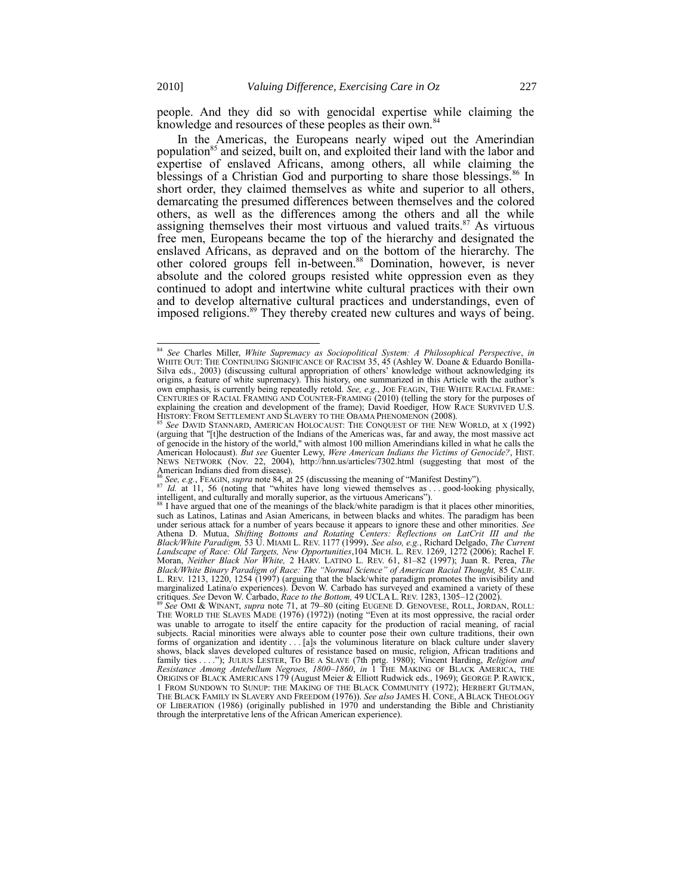people. And they did so with genocidal expertise while claiming the knowledge and resources of these peoples as their own.[84]

In the Americas, the Europeans nearly wiped out the Amerindian population[85] and seized, built on, and exploited their land with the labor and expertise of enslaved Africans, among others, all while claiming the blessings of a Christian God and purporting to share those blessings.[86] In short order, they claimed themselves as white and superior to all others, demarcating the presumed differences between themselves and the colored others, as well as the differences among the others and all the while assigning themselves their most virtuous and valued traits.[87] As virtuous free men, Europeans became the top of the hierarchy and designated the enslaved Africans, as depraved and on the bottom of the hierarchy. The other colored groups fell in-between.[88] Domination, however, is never absolute and the colored groups resisted white oppression even as they continued to adopt and intertwine white cultural practices with their own and to develop alternative cultural practices and understandings, even of imposed religions.[89] They thereby created new cultures and ways of being.

---

[84] *See* Charles Miller, *White Supremacy as Sociopolitical System: A Philosophical Perspective*, *in* WHITE OUT: THE CONTINUING SIGNIFICANCE OF RACISM 35, 45 (Ashley W. Doane & Eduardo Bonilla-Silva eds., 2003) (discussing cultural appropriation of others' knowledge without acknowledging its origins, a feature of white supremacy). This history, one summarized in this Article with the author's own emphasis, is currently being repeatedly retold. *See, e.g.*, JOE FEAGIN, THE WHITE RACIAL FRAME: CENTURIES OF RACIAL FRAMING AND COUNTER-FRAMING (2010) (telling the story for the purposes of explaining the creation and development of the frame); David Roediger, HOW RACE SURVIVED U.S. HISTORY: FROM SETTLEMENT AND SLAVERY TO THE OBAMA PHENOMENON (2008).

[85] *See* DAVID STANNARD, AMERICAN HOLOCAUST: THE CONQUEST OF THE NEW WORLD, at X (1992) (arguing that "[t]he destruction of the Indians of the Americas was, far and away, the most massive act of genocide in the history of the world," with almost 100 million Amerindians killed in what he calls the American Holocaust). *But see* Guenter Lewy, *Were American Indians the Victims of Genocide?*, HIST. NEWS NETWORK (Nov. 22, 2004), http://hnn.us/articles/7302.html (suggesting that most of the American Indians died from disease).

[86] *See, e.g.*, FEAGIN, *supra* note 84, at 25 (discussing the meaning of "Manifest Destiny").

[87] *Id.* at 11, 56 (noting that "whites have long viewed themselves as . . . good-looking physically, intelligent, and culturally and morally superior, as the virtuous Americans").

[88] I have argued that one of the meanings of the black/white paradigm is that it places other minorities, such as Latinos, Latinas and Asian Americans, in between blacks and whites. The paradigm has been under serious attack for a number of years because it appears to ignore these and other minorities. *See* Athena D. Mutua, *Shifting Bottoms and Rotating Centers: Reflections on LatCrit III and the Black/White Paradigm,* 53 U. MIAMI L. REV. 1177 (1999). *See also, e.g.*, Richard Delgado, *The Current Landscape of Race: Old Targets, New Opportunities*,104 MICH. L. REV. 1269, 1272 (2006); Rachel F. Moran, *Neither Black Nor White,* 2 HARV. LATINO L. REV. 61, 81–82 (1997); Juan R. Perea, *The Black/White Binary Paradigm of Race: The "Normal Science" of American Racial Thought,* 85 CALIF. L. REV. 1213, 1220, 1254 (1997) (arguing that the black/white paradigm promotes the invisibility and marginalized Latina/o experiences). Devon W. Carbado has surveyed and examined a variety of these critiques. *See* Devon W. Carbado, *Race to the Bottom,* 49 UCLA L. REV. 1283, 1305–12 (2002).

[89] *See* OMI & WINANT, *supra* note 71, at 79–80 (citing EUGENE D. GENOVESE, ROLL, JORDAN, ROLL: THE WORLD THE SLAVES MADE (1976) (1972)) (noting "Even at its most oppressive, the racial order was unable to arrogate to itself the entire capacity for the production of racial meaning, of racial subjects. Racial minorities were always able to counter pose their own culture traditions, their own forms of organization and identity . . . [a]s the voluminous literature on black culture under slavery shows, black slaves developed cultures of resistance based on music, religion, African traditions and family ties . . . ."); JULIUS LESTER, TO BE A SLAVE (7th prtg. 1980); Vincent Harding, *Religion and Resistance Among Antebellum Negroes, 1800–1860*, *in* 1 THE MAKING OF BLACK AMERICA, THE ORIGINS OF BLACK AMERICANS 179 (August Meier & Elliott Rudwick eds., 1969); GEORGE P. RAWICK, 1 FROM SUNDOWN TO SUNUP: THE MAKING OF THE BLACK COMMUNITY (1972); HERBERT GUTMAN, THE BLACK FAMILY IN SLAVERY AND FREEDOM (1976)). *See also* JAMES H. CONE, A BLACK THEOLOGY OF LIBERATION (1986) (originally published in 1970 and understanding the Bible and Christianity through the interpretative lens of the African American experience).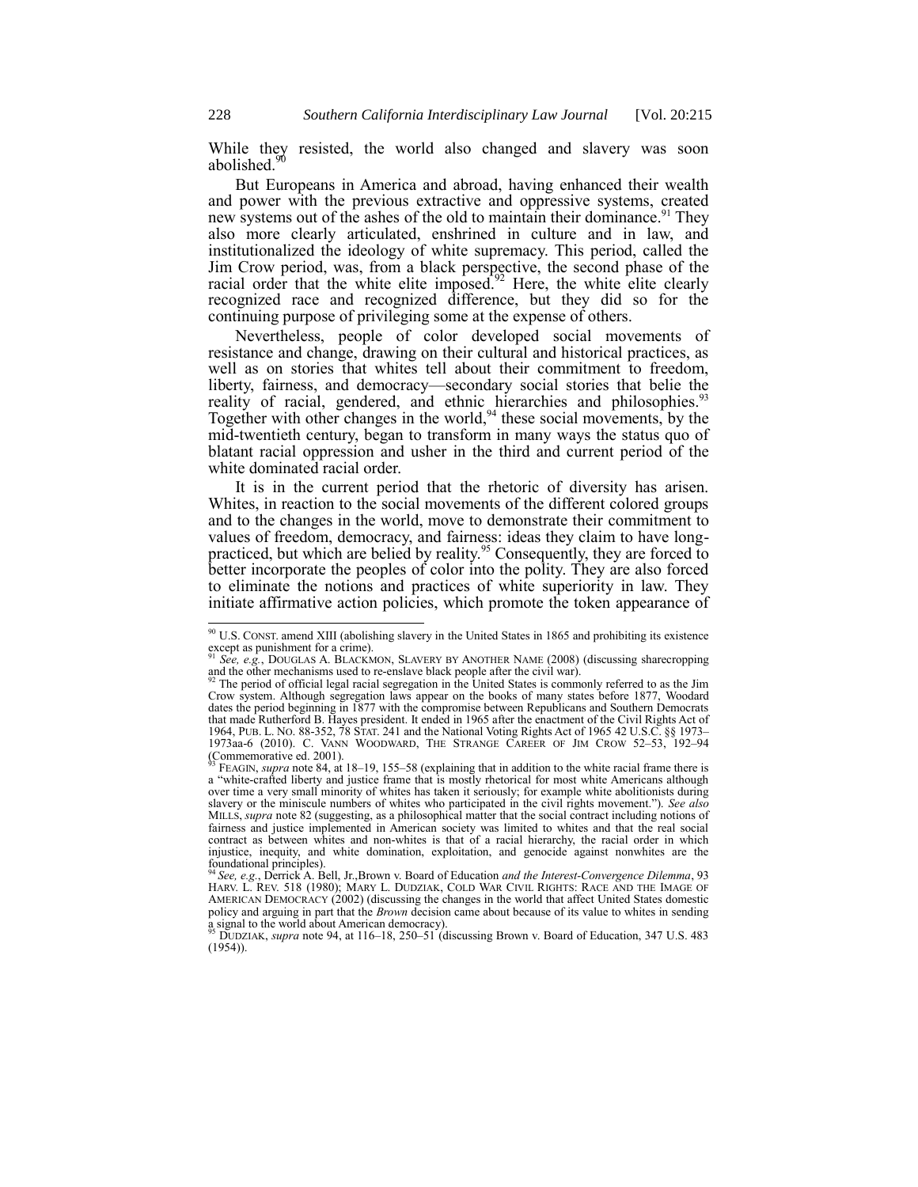While they resisted, the world also changed and slavery was soon abolished.[90]

But Europeans in America and abroad, having enhanced their wealth and power with the previous extractive and oppressive systems, created new systems out of the ashes of the old to maintain their dominance.[91] They also more clearly articulated, enshrined in culture and in law, and institutionalized the ideology of white supremacy. This period, called the Jim Crow period, was, from a black perspective, the second phase of the racial order that the white elite imposed.[92] Here, the white elite clearly recognized race and recognized difference, but they did so for the continuing purpose of privileging some at the expense of others.

Nevertheless, people of color developed social movements of resistance and change, drawing on their cultural and historical practices, as well as on stories that whites tell about their commitment to freedom, liberty, fairness, and democracy—secondary social stories that belie the reality of racial, gendered, and ethnic hierarchies and philosophies.[93] Together with other changes in the world,[94] these social movements, by the mid-twentieth century, began to transform in many ways the status quo of blatant racial oppression and usher in the third and current period of the white dominated racial order.

It is in the current period that the rhetoric of diversity has arisen. Whites, in reaction to the social movements of the different colored groups and to the changes in the world, move to demonstrate their commitment to values of freedom, democracy, and fairness: ideas they claim to have long-practiced, but which are belied by reality.[95] Consequently, they are forced to better incorporate the peoples of color into the polity. They are also forced to eliminate the notions and practices of white superiority in law. They initiate affirmative action policies, which promote the token appearance of

---

[90] U.S. CONST. amend XIII (abolishing slavery in the United States in 1865 and prohibiting its existence except as punishment for a crime).

[91] *See, e.g.*, DOUGLAS A. BLACKMON, SLAVERY BY ANOTHER NAME (2008) (discussing sharecropping and the other mechanisms used to re-enslave black people after the civil war).

[92] The period of official legal racial segregation in the United States is commonly referred to as the Jim Crow system. Although segregation laws appear on the books of many states before 1877, Woodard dates the period beginning in 1877 with the compromise between Republicans and Southern Democrats that made Rutherford B. Hayes president. It ended in 1965 after the enactment of the Civil Rights Act of 1964, PUB. L. NO. 88-352, 78 STAT. 241 and the National Voting Rights Act of 1965 42 U.S.C. §§ 1973–1973aa-6 (2010). C. VANN WOODWARD, THE STRANGE CAREER OF JIM CROW 52–53, 192–94 (Commemorative ed. 2001).

[93] FEAGIN, *supra* note 84, at 18–19, 155–58 (explaining that in addition to the white racial frame there is a "white-crafted liberty and justice frame that is mostly rhetorical for most white Americans although over time a very small minority of whites has taken it seriously; for example white abolitionists during slavery or the miniscule numbers of whites who participated in the civil rights movement."). *See also* MILLS, *supra* note 82 (suggesting, as a philosophical matter that the social contract including notions of fairness and justice implemented in American society was limited to whites and that the real social contract as between whites and non-whites is that of a racial hierarchy, the racial order in which injustice, inequity, and white domination, exploitation, and genocide against nonwhites are the foundational principles).

[94] *See, e.g.*, Derrick A. Bell, Jr.,Brown v. Board of Education *and the Interest-Convergence Dilemma*, 93 HARV. L. REV. 518 (1980); MARY L. DUDZIAK, COLD WAR CIVIL RIGHTS: RACE AND THE IMAGE OF AMERICAN DEMOCRACY (2002) (discussing the changes in the world that affect United States domestic policy and arguing in part that the *Brown* decision came about because of its value to whites in sending a signal to the world about American democracy).

[95] DUDZIAK, *supra* note 94, at 116–18, 250–51 (discussing Brown v. Board of Education, 347 U.S. 483 (1954)).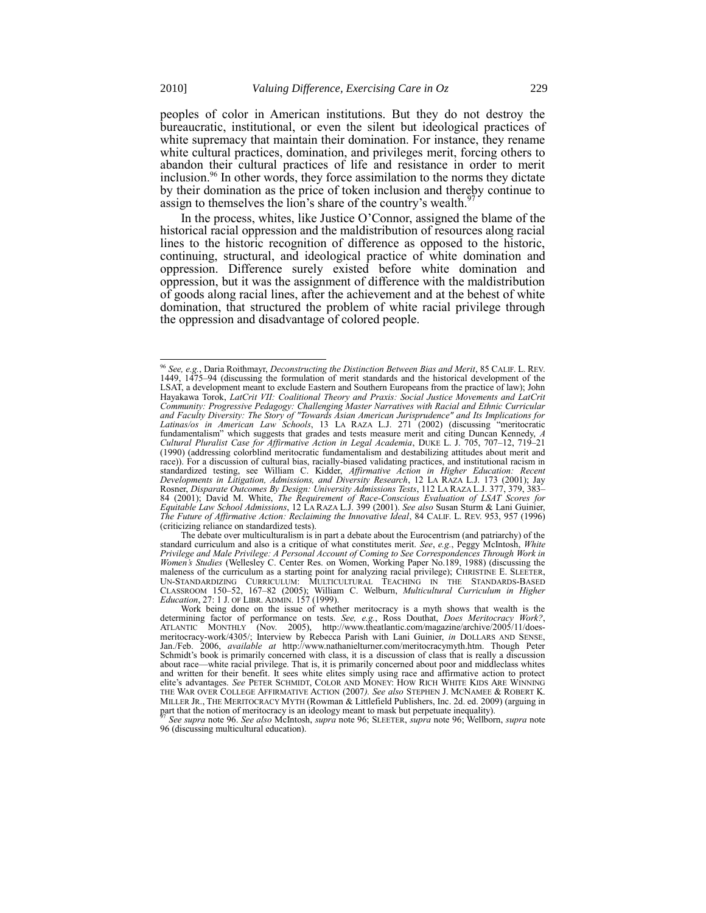peoples of color in American institutions. But they do not destroy the bureaucratic, institutional, or even the silent but ideological practices of white supremacy that maintain their domination. For instance, they rename white cultural practices, domination, and privileges merit, forcing others to abandon their cultural practices of life and resistance in order to merit inclusion.[96] In other words, they force assimilation to the norms they dictate by their domination as the price of token inclusion and thereby continue to assign to themselves the lion's share of the country's wealth.[97]

In the process, whites, like Justice O'Connor, assigned the blame of the historical racial oppression and the maldistribution of resources along racial lines to the historic recognition of difference as opposed to the historic, continuing, structural, and ideological practice of white domination and oppression. Difference surely existed before white domination and oppression, but it was the assignment of difference with the maldistribution of goods along racial lines, after the achievement and at the behest of white domination, that structured the problem of white racial privilege through the oppression and disadvantage of colored people.

---

[96] *See, e.g.*, Daria Roithmayr, *Deconstructing the Distinction Between Bias and Merit*, 85 CALIF. L. REV. 1449, 1475–94 (discussing the formulation of merit standards and the historical development of the LSAT, a development meant to exclude Eastern and Southern Europeans from the practice of law); John Hayakawa Torok, *LatCrit VII: Coalitional Theory and Praxis: Social Justice Movements and LatCrit Community: Progressive Pedagogy: Challenging Master Narratives with Racial and Ethnic Curricular and Faculty Diversity: The Story of "Towards Asian American Jurisprudence" and Its Implications for Latinas/os in American Law Schools*, 13 LA RAZA L.J. 271 (2002) (discussing "meritocratic fundamentalism" which suggests that grades and tests measure merit and citing Duncan Kennedy, *A Cultural Pluralist Case for Affirmative Action in Legal Academia*, DUKE L. J. 705, 707–12, 719–21 (1990) (addressing colorblind meritocratic fundamentalism and destabilizing attitudes about merit and race)). For a discussion of cultural bias, racially-biased validating practices, and institutional racism in standardized testing, see William C. Kidder, *Affirmative Action in Higher Education: Recent Developments in Litigation, Admissions, and Diversity Research*, 12 LA RAZA L.J. 173 (2001); Jay Rosner, *Disparate Outcomes By Design: University Admissions Tests*, 112 LA RAZA L.J. 377, 379, 383–84 (2001); David M. White, *The Requirement of Race-Conscious Evaluation of LSAT Scores for Equitable Law School Admissions*, 12 LA RAZA L.J. 399 (2001). *See also* Susan Sturm & Lani Guinier, *The Future of Affirmative Action: Reclaiming the Innovative Ideal*, 84 CALIF. L. REV. 953, 957 (1996) (criticizing reliance on standardized tests).

The debate over multiculturalism is in part a debate about the Eurocentrism (and patriarchy) of the standard curriculum and also is a critique of what constitutes merit. *See*, *e.g.*, Peggy McIntosh, *White Privilege and Male Privilege: A Personal Account of Coming to See Correspondences Through Work in Women's Studies* (Wellesley C. Center Res. on Women, Working Paper No.189, 1988) (discussing the maleness of the curriculum as a starting point for analyzing racial privilege); CHRISTINE E. SLEETER, UN-STANDARDIZING CURRICULUM: MULTICULTURAL TEACHING IN THE STANDARDS-BASED CLASSROOM 150–52, 167–82 (2005); William C. Welburn, *Multicultural Curriculum in Higher Education*, 27: 1 J. OF LIBR. ADMIN. 157 (1999).

Work being done on the issue of whether meritocracy is a myth shows that wealth is the determining factor of performance on tests. *See, e.g.*, Ross Douthat, *Does Meritocracy Work?*, ATLANTIC MONTHLY (Nov. 2005), http://www.theatlantic.com/magazine/archive/2005/11/does-meritocracy-work/4305/; Interview by Rebecca Parish with Lani Guinier, *in* DOLLARS AND SENSE, Jan./Feb. 2006, *available at* http://www.nathanielturner.com/meritocracymyth.htm. Though Peter Schmidt's book is primarily concerned with class, it is a discussion of class that is really a discussion about race—white racial privilege. That is, it is primarily concerned about poor and middleclass whites and written for their benefit. It sees white elites simply using race and affirmative action to protect elite's advantages. *See* PETER SCHMIDT, COLOR AND MONEY: HOW RICH WHITE KIDS ARE WINNING THE WAR OVER COLLEGE AFFIRMATIVE ACTION (2007*)*. *See also* STEPHEN J. MCNAMEE & ROBERT K. MILLER JR., THE MERITOCRACY MYTH (Rowman & Littlefield Publishers, Inc. 2d. ed. 2009) (arguing in part that the notion of meritocracy is an ideology meant to mask but perpetuate inequality).

[97] *See supra* note 96. *See also* McIntosh, *supra* note 96; SLEETER, *supra* note 96; Wellborn, *supra* note 96 (discussing multicultural education).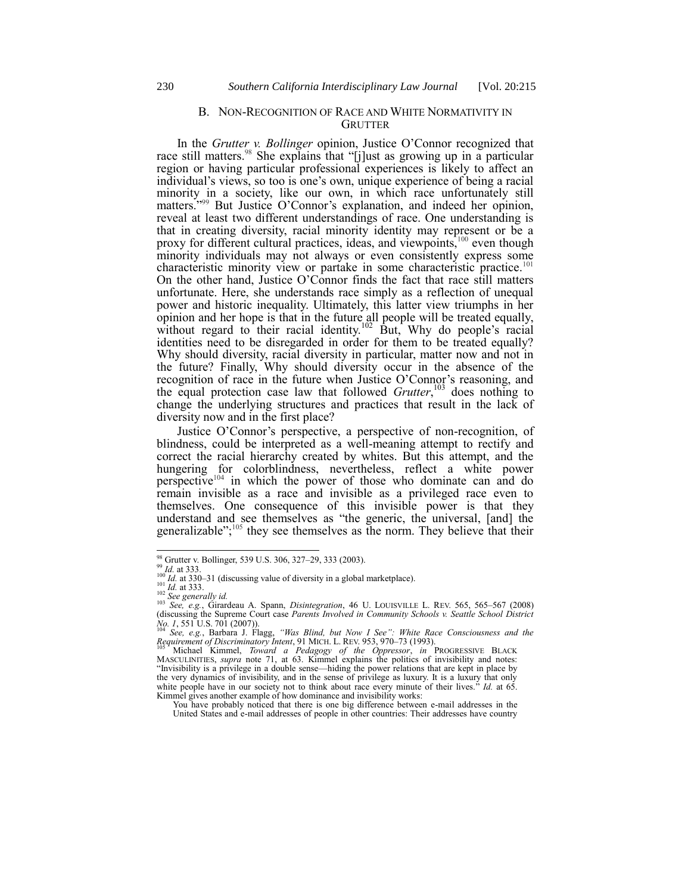### B. NON-RECOGNITION OF RACE AND WHITE NORMATIVITY IN GRUTTER

In the *Grutter v. Bollinger* opinion, Justice O'Connor recognized that race still matters.[98] She explains that "[j]ust as growing up in a particular region or having particular professional experiences is likely to affect an individual's views, so too is one's own, unique experience of being a racial minority in a society, like our own, in which race unfortunately still matters."[99] But Justice O'Connor's explanation, and indeed her opinion, reveal at least two different understandings of race. One understanding is that in creating diversity, racial minority identity may represent or be a proxy for different cultural practices, ideas, and viewpoints,[100] even though minority individuals may not always or even consistently express some characteristic minority view or partake in some characteristic practice.[101] On the other hand, Justice O'Connor finds the fact that race still matters unfortunate. Here, she understands race simply as a reflection of unequal power and historic inequality. Ultimately, this latter view triumphs in her opinion and her hope is that in the future all people will be treated equally, without regard to their racial identity.[102] But, Why do people's racial identities need to be disregarded in order for them to be treated equally? Why should diversity, racial diversity in particular, matter now and not in the future? Finally, Why should diversity occur in the absence of the recognition of race in the future when Justice O'Connor's reasoning, and the equal protection case law that followed *Grutter*,[103] does nothing to change the underlying structures and practices that result in the lack of diversity now and in the first place?

Justice O'Connor's perspective, a perspective of non-recognition, of blindness, could be interpreted as a well-meaning attempt to rectify and correct the racial hierarchy created by whites. But this attempt, and the hungering for colorblindness, nevertheless, reflect a white power perspective[104] in which the power of those who dominate can and do remain invisible as a race and invisible as a privileged race even to themselves. One consequence of this invisible power is that they understand and see themselves as "the generic, the universal, [and] the generalizable";[105] they see themselves as the norm. They believe that their

---

[98] Grutter v. Bollinger, 539 U.S. 306, 327–29, 333 (2003).

[99] *Id.* at 333.

[100] *Id.* at 330–31 (discussing value of diversity in a global marketplace).

[101] *Id.* at 333.

[102] *See generally id.*

[103] *See, e.g.*, Girardeau A. Spann, *Disintegration*, 46 U. LOUISVILLE L. REV. 565, 565–567 (2008) (discussing the Supreme Court case *Parents Involved in Community Schools v. Seattle School District No. 1*, 551 U.S. 701 (2007)).

[104] *See, e.g.*, Barbara J. Flagg, *"Was Blind, but Now I See": White Race Consciousness and the Requirement of Discriminatory Intent*, 91 MICH. L. REV. 953, 970–73 (1993).

[105] Michael Kimmel, *Toward a Pedagogy of the Oppressor*, *in* PROGRESSIVE BLACK MASCULINITIES, *supra* note 71, at 63. Kimmel explains the politics of invisibility and notes: "Invisibility is a privilege in a double sense—hiding the power relations that are kept in place by the very dynamics of invisibility, and in the sense of privilege as luxury. It is a luxury that only white people have in our society not to think about race every minute of their lives." *Id.* at 65. Kimmel gives another example of how dominance and invisibility works:

> You have probably noticed that there is one big difference between e-mail addresses in the United States and e-mail addresses of people in other countries: Their addresses have country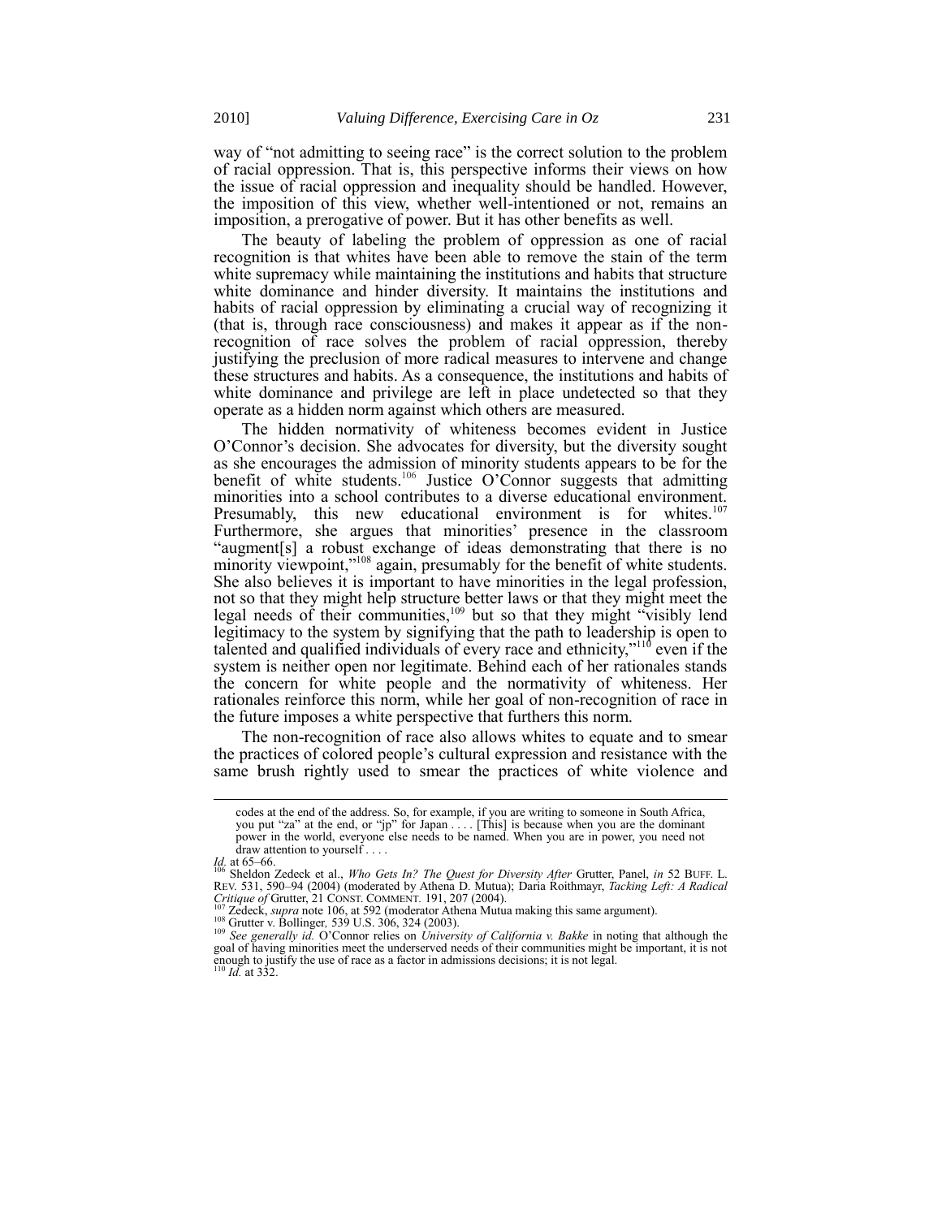way of "not admitting to seeing race" is the correct solution to the problem of racial oppression. That is, this perspective informs their views on how the issue of racial oppression and inequality should be handled. However, the imposition of this view, whether well-intentioned or not, remains an imposition, a prerogative of power. But it has other benefits as well.

The beauty of labeling the problem of oppression as one of racial recognition is that whites have been able to remove the stain of the term white supremacy while maintaining the institutions and habits that structure white dominance and hinder diversity. It maintains the institutions and habits of racial oppression by eliminating a crucial way of recognizing it (that is, through race consciousness) and makes it appear as if the non-recognition of race solves the problem of racial oppression, thereby justifying the preclusion of more radical measures to intervene and change these structures and habits. As a consequence, the institutions and habits of white dominance and privilege are left in place undetected so that they operate as a hidden norm against which others are measured.

The hidden normativity of whiteness becomes evident in Justice O'Connor's decision. She advocates for diversity, but the diversity sought as she encourages the admission of minority students appears to be for the benefit of white students.[106] Justice O'Connor suggests that admitting minorities into a school contributes to a diverse educational environment. Presumably, this new educational environment is for whites.[107] Furthermore, she argues that minorities' presence in the classroom "augment[s] a robust exchange of ideas demonstrating that there is no minority viewpoint,"[108] again, presumably for the benefit of white students. She also believes it is important to have minorities in the legal profession, not so that they might help structure better laws or that they might meet the legal needs of their communities,[109] but so that they might "visibly lend legitimacy to the system by signifying that the path to leadership is open to talented and qualified individuals of every race and ethnicity,"[110] even if the system is neither open nor legitimate. Behind each of her rationales stands the concern for white people and the normativity of whiteness. Her rationales reinforce this norm, while her goal of non-recognition of race in the future imposes a white perspective that furthers this norm.

The non-recognition of race also allows whites to equate and to smear the practices of colored people's cultural expression and resistance with the same brush rightly used to smear the practices of white violence and

---

> codes at the end of the address. So, for example, if you are writing to someone in South Africa, you put "za" at the end, or "jp" for Japan . . . . [This] is because when you are the dominant power in the world, everyone else needs to be named. When you are in power, you need not draw attention to yourself . . . .

*Id.* at 65–66.

[106] Sheldon Zedeck et al., *Who Gets In? The Quest for Diversity After* Grutter, Panel, *in* 52 BUFF. L. REV. 531, 590–94 (2004) (moderated by Athena D. Mutua); Daria Roithmayr, *Tacking Left: A Radical Critique of* Grutter, 21 CONST. COMMENT. 191, 207 (2004).

[107] Zedeck, *supra* note 106, at 592 (moderator Athena Mutua making this same argument).

[108] Grutter v. Bollinger*,* 539 U.S. 306, 324 (2003).

[109] *See generally id.* O'Connor relies on *University of California v. Bakke* in noting that although the goal of having minorities meet the underserved needs of their communities might be important, it is not enough to justify the use of race as a factor in admissions decisions; it is not legal.

[110] *Id.* at 332.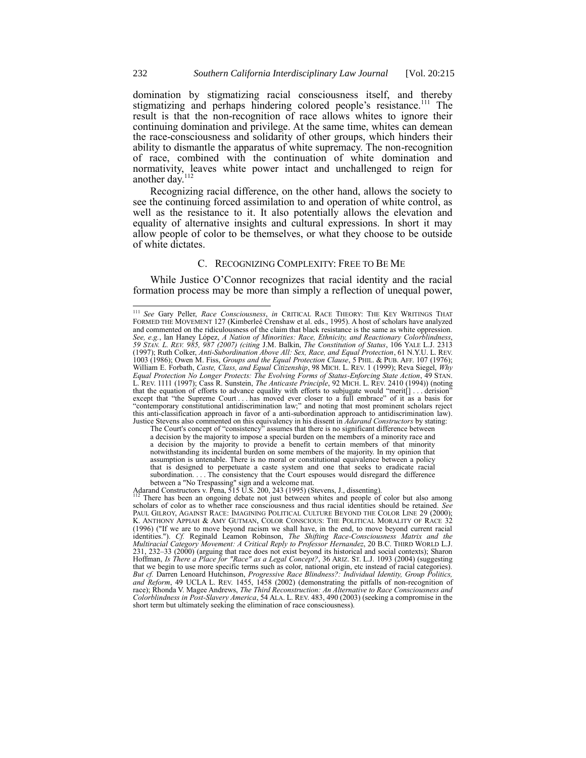domination by stigmatizing racial consciousness itself, and thereby stigmatizing and perhaps hindering colored people's resistance.[111] The result is that the non-recognition of race allows whites to ignore their continuing domination and privilege. At the same time, whites can demean the race-consciousness and solidarity of other groups, which hinders their ability to dismantle the apparatus of white supremacy. The non-recognition of race, combined with the continuation of white domination and normativity, leaves white power intact and unchallenged to reign for another day.[112]

Recognizing racial difference, on the other hand, allows the society to see the continuing forced assimilation to and operation of white control, as well as the resistance to it. It also potentially allows the elevation and equality of alternative insights and cultural expressions. In short it may allow people of color to be themselves, or what they choose to be outside of white dictates.

### C. Recognizing Complexity: Free to Be Me

While Justice O'Connor recognizes that racial identity and the racial formation process may be more than simply a reflection of unequal power,

---

[111] *See* Gary Peller, *Race Consciousness*, *in* CRITICAL RACE THEORY: THE KEY WRITINGS THAT FORMED THE MOVEMENT 127 (Kimberleé Crenshaw et al. eds., 1995). A host of scholars have analyzed and commented on the ridiculousness of the claim that black resistance is the same as white oppression. *See, e.g.*, Ian Haney López, *A Nation of Minorities: Race, Ethnicity, and Reactionary Colorblindness*, *59 STAN. L. REV. 985, 987 (2007) (citing* J.M. Balkin, *The Constitution of Status*, 106 YALE L.J. 2313 (1997); Ruth Colker, *Anti-Subordination Above All: Sex, Race, and Equal Protection*, 61 N.Y.U. L. REV. 1003 (1986); Owen M. Fiss, *Groups and the Equal Protection Clause*, 5 PHIL. & PUB. AFF. 107 (1976); William E. Forbath, *Caste, Class, and Equal Citizenship*, 98 MICH. L. REV. 1 (1999); Reva Siegel, *Why Equal Protection No Longer Protects: The Evolving Forms of Status-Enforcing State Action*, 49 STAN. L. REV. 1111 (1997); Cass R. Sunstein, *The Anticaste Principle*, 92 MICH. L. REV. 2410 (1994)) (noting that the equation of efforts to advance equality with efforts to subjugate would "merit[] . . . derision" except that "the Supreme Court . . . has moved ever closer to a full embrace" of it as a basis for "contemporary constitutional antidiscrimination law;" and noting that most prominent scholars reject this anti-classification approach in favor of a anti-subordination approach to antidiscrimination law). Justice Stevens also commented on this equivalency in his dissent in *Adarand Constructors* by stating:

> The Court's concept of "consistency" assumes that there is no significant difference between a decision by the majority to impose a special burden on the members of a minority race and a decision by the majority to provide a benefit to certain members of that minority notwithstanding its incidental burden on some members of the majority. In my opinion that assumption is untenable. There is no moral or constitutional equivalence between a policy that is designed to perpetuate a caste system and one that seeks to eradicate racial subordination. . . . The consistency that the Court espouses would disregard the difference between a "No Trespassing" sign and a welcome mat.

Adarand Constructors v. Pena, 515 U.S. 200, 243 (1995) (Stevens, J., dissenting).

[112] There has been an ongoing debate not just between whites and people of color but also among scholars of color as to whether race consciousness and thus racial identities should be retained. *See* PAUL GILROY, AGAINST RACE: IMAGINING POLITICAL CULTURE BEYOND THE COLOR LINE 29 (2000); K. ANTHONY APPIAH & AMY GUTMAN, COLOR CONSCIOUS: THE POLITICAL MORALITY OF RACE 32 (1996) ("If we are to move beyond racism we shall have, in the end, to move beyond current racial identities."). *Cf.* Reginald Leamon Robinson, *The Shifting Race-Consciousness Matrix and the Multiracial Category Movement: A Critical Reply to Professor Hernandez*, 20 B.C. THIRD WORLD L.J. 231, 232–33 (2000) (arguing that race does not exist beyond its historical and social contexts); Sharon Hoffman, *Is There a Place for "Race" as a Legal Concept?*, 36 ARIZ. ST. L.J. 1093 (2004) (suggesting that we begin to use more specific terms such as color, national origin, etc instead of racial categories). *But cf.* Darren Lenoard Hutchinson, *Progressive Race Blindness?: Individual Identity, Group Politics, and Reform*, 49 UCLA L. REV. 1455, 1458 (2002) (demonstrating the pitfalls of non-recognition of race); Rhonda V. Magee Andrews, *The Third Reconstruction: An Alternative to Race Consciousness and Colorblindness in Post-Slavery America*, 54 ALA. L. REV. 483, 490 (2003) (seeking a compromise in the short term but ultimately seeking the elimination of race consciousness).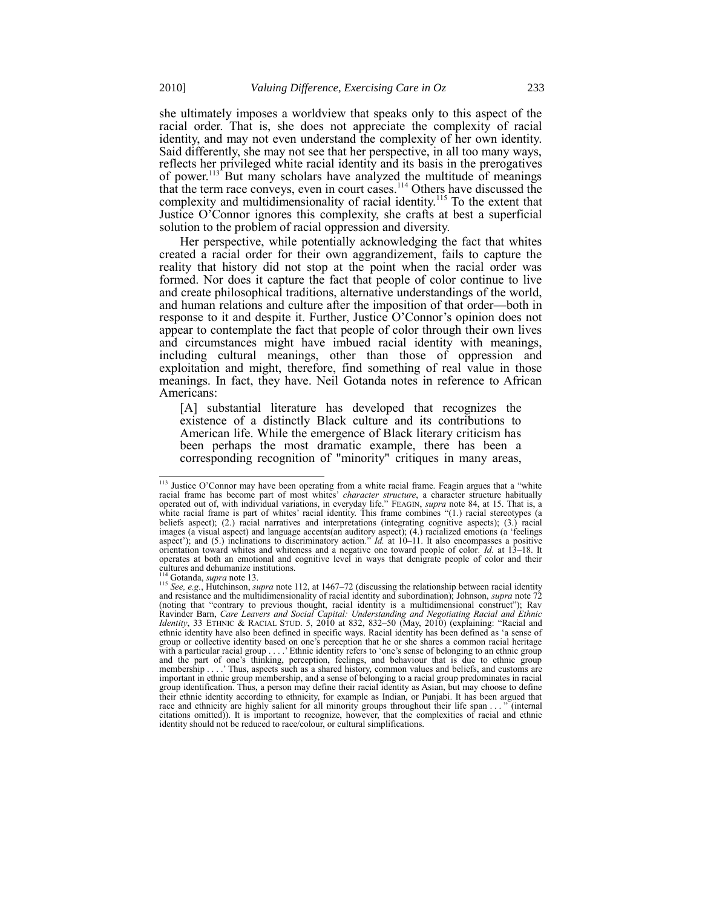she ultimately imposes a worldview that speaks only to this aspect of the racial order. That is, she does not appreciate the complexity of racial identity, and may not even understand the complexity of her own identity. Said differently, she may not see that her perspective, in all too many ways, reflects her privileged white racial identity and its basis in the prerogatives of power.[113] But many scholars have analyzed the multitude of meanings that the term race conveys, even in court cases.[114] Others have discussed the complexity and multidimensionality of racial identity.[115] To the extent that Justice O'Connor ignores this complexity, she crafts at best a superficial solution to the problem of racial oppression and diversity.

Her perspective, while potentially acknowledging the fact that whites created a racial order for their own aggrandizement, fails to capture the reality that history did not stop at the point when the racial order was formed. Nor does it capture the fact that people of color continue to live and create philosophical traditions, alternative understandings of the world, and human relations and culture after the imposition of that order—both in response to it and despite it. Further, Justice O'Connor's opinion does not appear to contemplate the fact that people of color through their own lives and circumstances might have imbued racial identity with meanings, including cultural meanings, other than those of oppression and exploitation and might, therefore, find something of real value in those meanings. In fact, they have. Neil Gotanda notes in reference to African Americans:

> [A] substantial literature has developed that recognizes the existence of a distinctly Black culture and its contributions to American life. While the emergence of Black literary criticism has been perhaps the most dramatic example, there has been a corresponding recognition of "minority" critiques in many areas,

---

[113] Justice O'Connor may have been operating from a white racial frame. Feagin argues that a "white racial frame has become part of most whites' *character structure*, a character structure habitually operated out of, with individual variations, in everyday life." FEAGIN, *supra* note 84, at 15. That is, a white racial frame is part of whites' racial identity. This frame combines "(1.) racial stereotypes (a beliefs aspect); (2.) racial narratives and interpretations (integrating cognitive aspects); (3.) racial images (a visual aspect) and language accents(an auditory aspect); (4.) racialized emotions (a 'feelings aspect'); and (5.) inclinations to discriminatory action." *Id.* at 10–11. It also encompasses a positive orientation toward whites and whiteness and a negative one toward people of color. *Id.* at 13–18. It operates at both an emotional and cognitive level in ways that denigrate people of color and their cultures and dehumanize institutions.

[114] Gotanda, *supra* note 13.

[115] *See, e.g.*, Hutchinson, *supra* note 112, at 1467–72 (discussing the relationship between racial identity and resistance and the multidimensionality of racial identity and subordination); Johnson, *supra* note 72 (noting that "contrary to previous thought, racial identity is a multidimensional construct"); Rav Ravinder Barn, *Care Leavers and Social Capital: Understanding and Negotiating Racial and Ethnic Identity*, 33 ETHNIC & RACIAL STUD. 5, 2010 at 832, 832–50 (May, 2010) (explaining: "Racial and ethnic identity have also been defined in specific ways. Racial identity has been defined as 'a sense of group or collective identity based on one's perception that he or she shares a common racial heritage with a particular racial group . . . .' Ethnic identity refers to 'one's sense of belonging to an ethnic group and the part of one's thinking, perception, feelings, and behaviour that is due to ethnic group membership . . . .' Thus, aspects such as a shared history, common values and beliefs, and customs are important in ethnic group membership, and a sense of belonging to a racial group predominates in racial group identification. Thus, a person may define their racial identity as Asian, but may choose to define their ethnic identity according to ethnicity, for example as Indian, or Punjabi. It has been argued that race and ethnicity are highly salient for all minority groups throughout their life span . . . " (internal citations omitted)). It is important to recognize, however, that the complexities of racial and ethnic identity should not be reduced to race/colour, or cultural simplifications.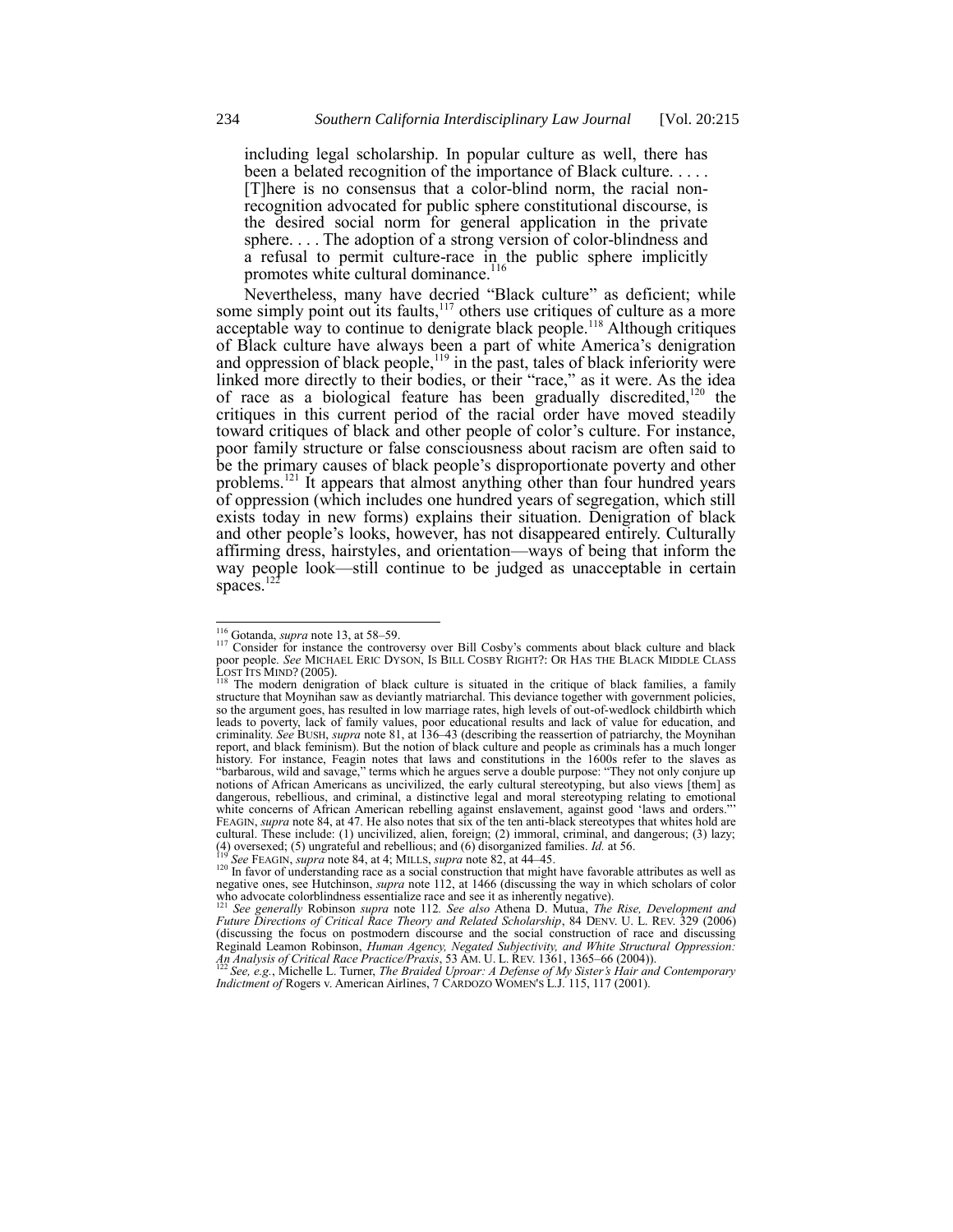> including legal scholarship. In popular culture as well, there has been a belated recognition of the importance of Black culture. . . . . [T]here is no consensus that a color-blind norm, the racial non-recognition advocated for public sphere constitutional discourse, is the desired social norm for general application in the private sphere. . . . The adoption of a strong version of color-blindness and a refusal to permit culture-race in the public sphere implicitly promotes white cultural dominance.[116]

Nevertheless, many have decried "Black culture" as deficient; while some simply point out its faults,[117] others use critiques of culture as a more acceptable way to continue to denigrate black people.[118] Although critiques of Black culture have always been a part of white America's denigration and oppression of black people,[119] in the past, tales of black inferiority were linked more directly to their bodies, or their "race," as it were. As the idea of race as a biological feature has been gradually discredited,[120] the critiques in this current period of the racial order have moved steadily toward critiques of black and other people of color's culture. For instance, poor family structure or false consciousness about racism are often said to be the primary causes of black people's disproportionate poverty and other problems.[121] It appears that almost anything other than four hundred years of oppression (which includes one hundred years of segregation, which still exists today in new forms) explains their situation. Denigration of black and other people's looks, however, has not disappeared entirely. Culturally affirming dress, hairstyles, and orientation—ways of being that inform the way people look—still continue to be judged as unacceptable in certain spaces.[122]

---

[116] Gotanda, *supra* note 13, at 58–59.

[117] Consider for instance the controversy over Bill Cosby's comments about black culture and black poor people. *See* MICHAEL ERIC DYSON, IS BILL COSBY RIGHT?: OR HAS THE BLACK MIDDLE CLASS LOST ITS MIND? (2005).

[118] The modern denigration of black culture is situated in the critique of black families, a family structure that Moynihan saw as deviantly matriarchal. This deviance together with government policies, so the argument goes, has resulted in low marriage rates, high levels of out-of-wedlock childbirth which leads to poverty, lack of family values, poor educational results and lack of value for education, and criminality. *See* BUSH, *supra* note 81, at 136–43 (describing the reassertion of patriarchy, the Moynihan report, and black feminism). But the notion of black culture and people as criminals has a much longer history. For instance, Feagin notes that laws and constitutions in the 1600s refer to the slaves as "barbarous, wild and savage," terms which he argues serve a double purpose: "They not only conjure up notions of African Americans as uncivilized, the early cultural stereotyping, but also views [them] as dangerous, rebellious, and criminal, a distinctive legal and moral stereotyping relating to emotional white concerns of African American rebelling against enslavement, against good 'laws and orders.'" FEAGIN, *supra* note 84, at 47. He also notes that six of the ten anti-black stereotypes that whites hold are cultural. These include: (1) uncivilized, alien, foreign; (2) immoral, criminal, and dangerous; (3) lazy; (4) oversexed; (5) ungrateful and rebellious; and (6) disorganized families. *Id.* at 56.

[119] *See* FEAGIN, *supra* note 84, at 4; MILLS, *supra* note 82, at 44–45.

[120] In favor of understanding race as a social construction that might have favorable attributes as well as negative ones, see Hutchinson, *supra* note 112, at 1466 (discussing the way in which scholars of color who advocate colorblindness essentialize race and see it as inherently negative).

[121] *See generally* Robinson *supra* note 112*. See also* Athena D. Mutua, *The Rise, Development and Future Directions of Critical Race Theory and Related Scholarship*, 84 DENV. U. L. REV. 329 (2006) (discussing the focus on postmodern discourse and the social construction of race and discussing Reginald Leamon Robinson, *Human Agency, Negated Subjectivity, and White Structural Oppression: An Analysis of Critical Race Practice/Praxis*, 53 AM. U. L. REV. 1361, 1365–66 (2004)).

[122] *See, e.g.*, Michelle L. Turner, *The Braided Uproar: A Defense of My Sister's Hair and Contemporary Indictment of* Rogers v. American Airlines, 7 CARDOZO WOMEN'S L.J. 115, 117 (2001).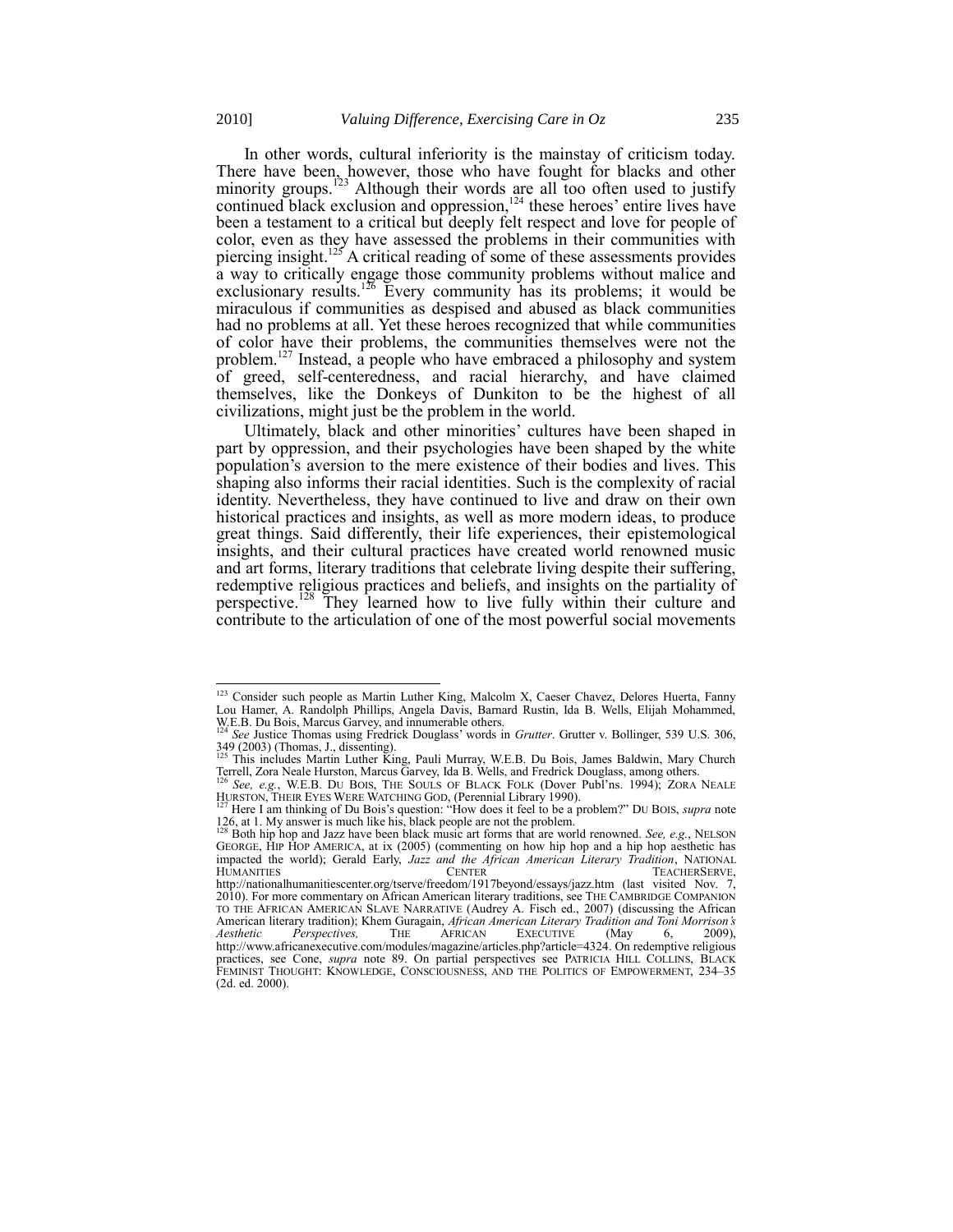In other words, cultural inferiority is the mainstay of criticism today. There have been, however, those who have fought for blacks and other minority groups.[123] Although their words are all too often used to justify continued black exclusion and oppression,[124] these heroes' entire lives have been a testament to a critical but deeply felt respect and love for people of color, even as they have assessed the problems in their communities with piercing insight.[125] A critical reading of some of these assessments provides a way to critically engage those community problems without malice and exclusionary results.[126] Every community has its problems; it would be miraculous if communities as despised and abused as black communities had no problems at all. Yet these heroes recognized that while communities of color have their problems, the communities themselves were not the problem.[127] Instead, a people who have embraced a philosophy and system of greed, self-centeredness, and racial hierarchy, and have claimed themselves, like the Donkeys of Dunkiton to be the highest of all civilizations, might just be the problem in the world.

Ultimately, black and other minorities' cultures have been shaped in part by oppression, and their psychologies have been shaped by the white population's aversion to the mere existence of their bodies and lives. This shaping also informs their racial identities. Such is the complexity of racial identity. Nevertheless, they have continued to live and draw on their own historical practices and insights, as well as more modern ideas, to produce great things. Said differently, their life experiences, their epistemological insights, and their cultural practices have created world renowned music and art forms, literary traditions that celebrate living despite their suffering, redemptive religious practices and beliefs, and insights on the partiality of perspective.[128] They learned how to live fully within their culture and contribute to the articulation of one of the most powerful social movements

---

[123] Consider such people as Martin Luther King, Malcolm X, Caeser Chavez, Delores Huerta, Fanny Lou Hamer, A. Randolph Phillips, Angela Davis, Barnard Rustin, Ida B. Wells, Elijah Mohammed, W.E.B. Du Bois, Marcus Garvey, and innumerable others.

[124] *See* Justice Thomas using Fredrick Douglass' words in *Grutter*. Grutter v. Bollinger, 539 U.S. 306, 349 (2003) (Thomas, J., dissenting).

[125] This includes Martin Luther King, Pauli Murray, W.E.B. Du Bois, James Baldwin, Mary Church Terrell, Zora Neale Hurston, Marcus Garvey, Ida B. Wells, and Fredrick Douglass, among others.

[126] *See, e.g.*, W.E.B. DU BOIS, THE SOULS OF BLACK FOLK (Dover Publ'ns. 1994); ZORA NEALE HURSTON, THEIR EYES WERE WATCHING GOD, (Perennial Library 1990).

[127] Here I am thinking of Du Bois's question: "How does it feel to be a problem?" DU BOIS, *supra* note 126, at 1. My answer is much like his, black people are not the problem.

[128] Both hip hop and Jazz have been black music art forms that are world renowned. *See, e.g.*, NELSON GEORGE, HIP HOP AMERICA, at ix (2005) (commenting on how hip hop and a hip hop aesthetic has impacted the world); Gerald Early, *Jazz and the African American Literary Tradition*, NATIONAL HUMANITIES CENTER TEACHERSERVE, http://nationalhumanitiescenter.org/tserve/freedom/1917beyond/essays/jazz.htm (last visited Nov. 7, 2010). For more commentary on African American literary traditions, see THE CAMBRIDGE COMPANION TO THE AFRICAN AMERICAN SLAVE NARRATIVE (Audrey A. Fisch ed., 2007) (discussing the African American literary tradition); Khem Guragain, *African American Literary Tradition and Toni Morrison's Aesthetic Perspectives,* THE AFRICAN EXECUTIVE (May 6, 2009), http://www.africanexecutive.com/modules/magazine/articles.php?article=4324. On redemptive religious practices, see Cone, *supra* note 89. On partial perspectives see PATRICIA HILL COLLINS, BLACK FEMINIST THOUGHT: KNOWLEDGE, CONSCIOUSNESS, AND THE POLITICS OF EMPOWERMENT, 234–35 (2d. ed. 2000).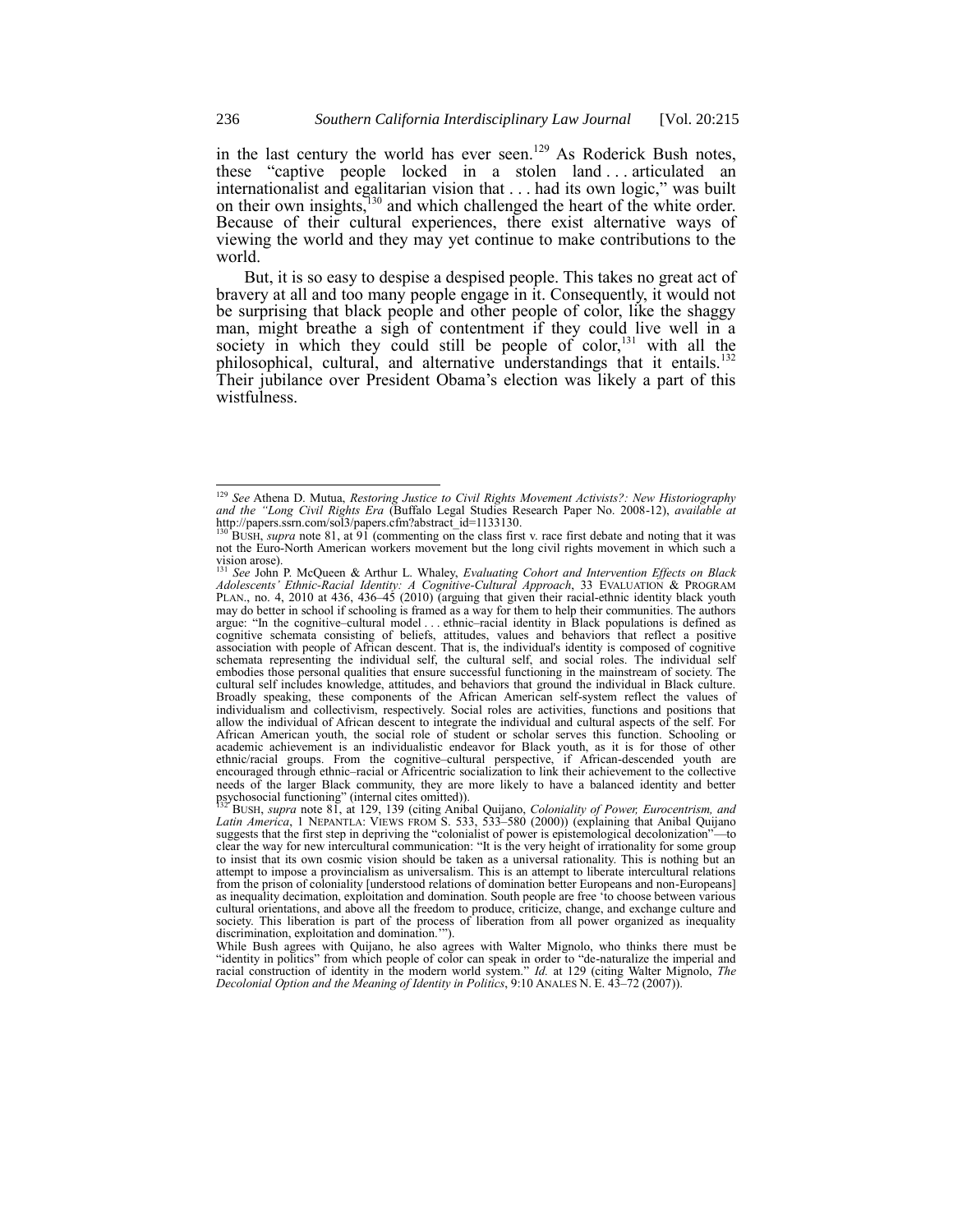in the last century the world has ever seen.[129] As Roderick Bush notes, these "captive people locked in a stolen land . . . articulated an internationalist and egalitarian vision that . . . had its own logic," was built on their own insights,[130] and which challenged the heart of the white order. Because of their cultural experiences, there exist alternative ways of viewing the world and they may yet continue to make contributions to the world.

But, it is so easy to despise a despised people. This takes no great act of bravery at all and too many people engage in it. Consequently, it would not be surprising that black people and other people of color, like the shaggy man, might breathe a sigh of contentment if they could live well in a society in which they could still be people of color,[131] with all the philosophical, cultural, and alternative understandings that it entails.[132] Their jubilance over President Obama's election was likely a part of this wistfulness.

---

[129] *See* Athena D. Mutua, *Restoring Justice to Civil Rights Movement Activists?: New Historiography and the "Long Civil Rights Era* (Buffalo Legal Studies Research Paper No. 2008-12), *available at* http://papers.ssrn.com/sol3/papers.cfm?abstract_id=1133130.

[130] BUSH, *supra* note 81, at 91 (commenting on the class first v. race first debate and noting that it was not the Euro-North American workers movement but the long civil rights movement in which such a vision arose).

[131] *See* John P. McQueen & Arthur L. Whaley, *Evaluating Cohort and Intervention Effects on Black Adolescents' Ethnic-Racial Identity: A Cognitive-Cultural Approach*, 33 EVALUATION & PROGRAM PLAN., no. 4, 2010 at 436, 436–45 (2010) (arguing that given their racial-ethnic identity black youth may do better in school if schooling is framed as a way for them to help their communities. The authors argue: "In the cognitive–cultural model . . . ethnic–racial identity in Black populations is defined as cognitive schemata consisting of beliefs, attitudes, values and behaviors that reflect a positive association with people of African descent. That is, the individual's identity is composed of cognitive schemata representing the individual self, the cultural self, and social roles. The individual self embodies those personal qualities that ensure successful functioning in the mainstream of society. The cultural self includes knowledge, attitudes, and behaviors that ground the individual in Black culture. Broadly speaking, these components of the African American self-system reflect the values of individualism and collectivism, respectively. Social roles are activities, functions and positions that allow the individual of African descent to integrate the individual and cultural aspects of the self. For African American youth, the social role of student or scholar serves this function. Schooling or academic achievement is an individualistic endeavor for Black youth, as it is for those of other ethnic/racial groups. From the cognitive–cultural perspective, if African-descended youth are encouraged through ethnic–racial or Africentric socialization to link their achievement to the collective needs of the larger Black community, they are more likely to have a balanced identity and better psychosocial functioning" (internal cites omitted)).

[132] BUSH, *supra* note 81, at 129, 139 (citing Anibal Quijano, *Coloniality of Power, Eurocentrism, and Latin America*, 1 NEPANTLA: VIEWS FROM S. 533, 533–580 (2000)) (explaining that Anibal Quijano suggests that the first step in depriving the "colonialist of power is epistemological decolonization"—to clear the way for new intercultural communication: "It is the very height of irrationality for some group to insist that its own cosmic vision should be taken as a universal rationality. This is nothing but an attempt to impose a provincialism as universalism. This is an attempt to liberate intercultural relations from the prison of coloniality [understood relations of domination better Europeans and non-Europeans] as inequality decimation, exploitation and domination. South people are free 'to choose between various cultural orientations, and above all the freedom to produce, criticize, change, and exchange culture and society. This liberation is part of the process of liberation from all power organized as inequality discrimination, exploitation and domination.'").

While Bush agrees with Quijano, he also agrees with Walter Mignolo, who thinks there must be "identity in politics" from which people of color can speak in order to "de-naturalize the imperial and racial construction of identity in the modern world system." *Id.* at 129 (citing Walter Mignolo, *The Decolonial Option and the Meaning of Identity in Politics*, 9:10 ANALES N. E. 43–72 (2007)).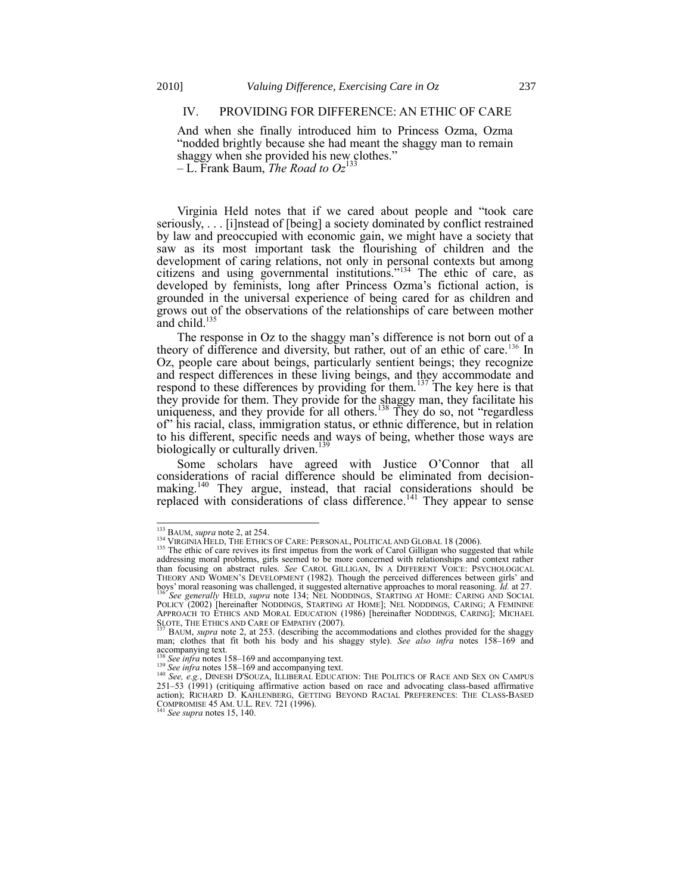## IV. PROVIDING FOR DIFFERENCE: AN ETHIC OF CARE

> And when she finally introduced him to Princess Ozma, Ozma "nodded brightly because she had meant the shaggy man to remain shaggy when she provided his new clothes."
> – L. Frank Baum, *The Road to Oz*[133]

Virginia Held notes that if we cared about people and "took care seriously, . . . [i]nstead of [being] a society dominated by conflict restrained by law and preoccupied with economic gain, we might have a society that saw as its most important task the flourishing of children and the development of caring relations, not only in personal contexts but among citizens and using governmental institutions."[134] The ethic of care, as developed by feminists, long after Princess Ozma's fictional action, is grounded in the universal experience of being cared for as children and grows out of the observations of the relationships of care between mother and child.[135]

The response in Oz to the shaggy man's difference is not born out of a theory of difference and diversity, but rather, out of an ethic of care.[136] In Oz, people care about beings, particularly sentient beings; they recognize and respect differences in these living beings, and they accommodate and respond to these differences by providing for them.[137] The key here is that they provide for them. They provide for the shaggy man, they facilitate his uniqueness, and they provide for all others.[138] They do so, not "regardless of" his racial, class, immigration status, or ethnic difference, but in relation to his different, specific needs and ways of being, whether those ways are biologically or culturally driven.[139]

Some scholars have agreed with Justice O'Connor that all considerations of racial difference should be eliminated from decision-making.[140] They argue, instead, that racial considerations should be replaced with considerations of class difference.[141] They appear to sense

---

[133] BAUM, *supra* note 2, at 254.

[134] VIRGINIA HELD, THE ETHICS OF CARE: PERSONAL, POLITICAL AND GLOBAL 18 (2006).

[135] The ethic of care revives its first impetus from the work of Carol Gilligan who suggested that while addressing moral problems, girls seemed to be more concerned with relationships and context rather than focusing on abstract rules. *See* CAROL GILLIGAN, IN A DIFFERENT VOICE: PSYCHOLOGICAL THEORY AND WOMEN'S DEVELOPMENT (1982). Though the perceived differences between girls' and boys' moral reasoning was challenged, it suggested alternative approaches to moral reasoning. *Id.* at 27.

[136] *See generally* HELD, *supra* note 134; NEL NODDINGS, STARTING AT HOME: CARING AND SOCIAL POLICY (2002) [hereinafter NODDINGS, STARTING AT HOME]; NEL NODDINGS, CARING; A FEMININE APPROACH TO ETHICS AND MORAL EDUCATION (1986) [hereinafter NODDINGS, CARING]; MICHAEL SLOTE, THE ETHICS AND CARE OF EMPATHY (2007).

[137] BAUM, *supra* note 2, at 253. (describing the accommodations and clothes provided for the shaggy man; clothes that fit both his body and his shaggy style). *See also infra* notes 158–169 and accompanying text.

[138] *See infra* notes 158–169 and accompanying text.

[139] *See infra* notes 158–169 and accompanying text.

[140] *See, e.g.*, DINESH D'SOUZA, ILLIBERAL EDUCATION: THE POLITICS OF RACE AND SEX ON CAMPUS 251–53 (1991) (critiquing affirmative action based on race and advocating class-based affirmative action); RICHARD D. KAHLENBERG, GETTING BEYOND RACIAL PREFERENCES: THE CLASS-BASED COMPROMISE 45 AM. U.L. REV. 721 (1996).

[141] *See supra* notes 15, 140.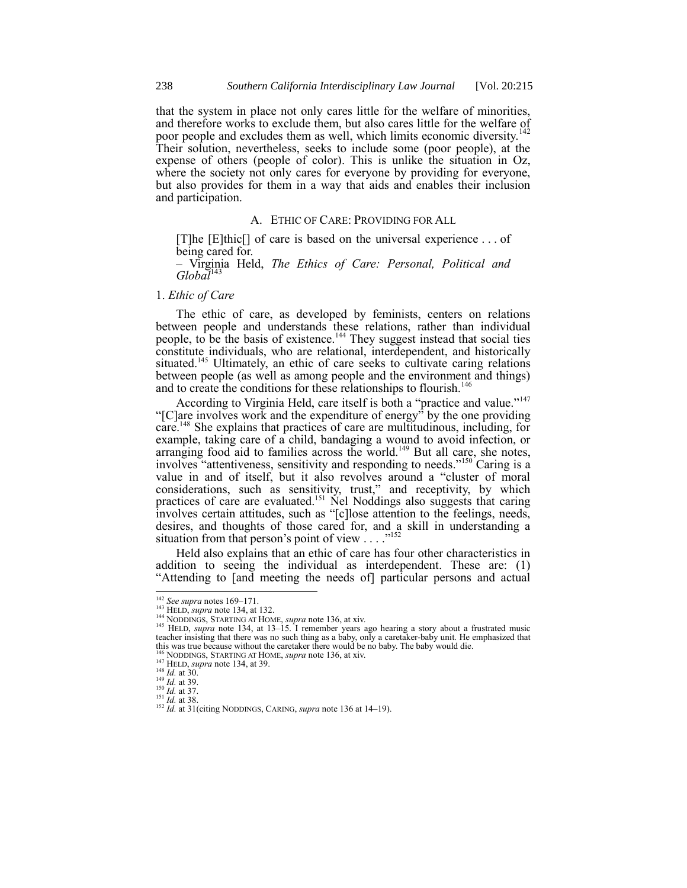that the system in place not only cares little for the welfare of minorities, and therefore works to exclude them, but also cares little for the welfare of poor people and excludes them as well, which limits economic diversity.[142] Their solution, nevertheless, seeks to include some (poor people), at the expense of others (people of color). This is unlike the situation in Oz, where the society not only cares for everyone by providing for everyone, but also provides for them in a way that aids and enables their inclusion and participation.

### A. Ethic of Care: Providing for All

> [T]he [E]thic[] of care is based on the universal experience . . . of being cared for.
> – Virginia Held, *The Ethics of Care: Personal, Political and Global*[143]

#### 1. *Ethic of Care*

The ethic of care, as developed by feminists, centers on relations between people and understands these relations, rather than individual people, to be the basis of existence.[144] They suggest instead that social ties constitute individuals, who are relational, interdependent, and historically situated.[145] Ultimately, an ethic of care seeks to cultivate caring relations between people (as well as among people and the environment and things) and to create the conditions for these relationships to flourish.[146]

According to Virginia Held, care itself is both a "practice and value."[147] "[C]are involves work and the expenditure of energy" by the one providing care.[148] She explains that practices of care are multitudinous, including, for example, taking care of a child, bandaging a wound to avoid infection, or arranging food aid to families across the world.[149] But all care, she notes, involves "attentiveness, sensitivity and responding to needs."[150] Caring is a value in and of itself, but it also revolves around a "cluster of moral considerations, such as sensitivity, trust," and receptivity, by which practices of care are evaluated.[151] Nel Noddings also suggests that caring involves certain attitudes, such as "[c]lose attention to the feelings, needs, desires, and thoughts of those cared for, and a skill in understanding a situation from that person's point of view . . . ."[152]

Held also explains that an ethic of care has four other characteristics in addition to seeing the individual as interdependent. These are: (1) "Attending to [and meeting the needs of] particular persons and actual

---

[142] *See supra* notes 169–171.
[143] HELD, *supra* note 134, at 132.
[144] NODDINGS, STARTING AT HOME, *supra* note 136, at xiv.
[145] HELD, *supra* note 134, at 13–15. I remember years ago hearing a story about a frustrated music teacher insisting that there was no such thing as a baby, only a caretaker-baby unit. He emphasized that this was true because without the caretaker there would be no baby. The baby would die.
[146] NODDINGS, STARTING AT HOME, *supra* note 136, at xiv.
[147] HELD, *supra* note 134, at 39.
[148] *Id.* at 30.
[149] *Id.* at 39.
[150] *Id.* at 37.
[151] *Id.* at 38.
[152] *Id.* at 31(citing NODDINGS, CARING, *supra* note 136 at 14–19).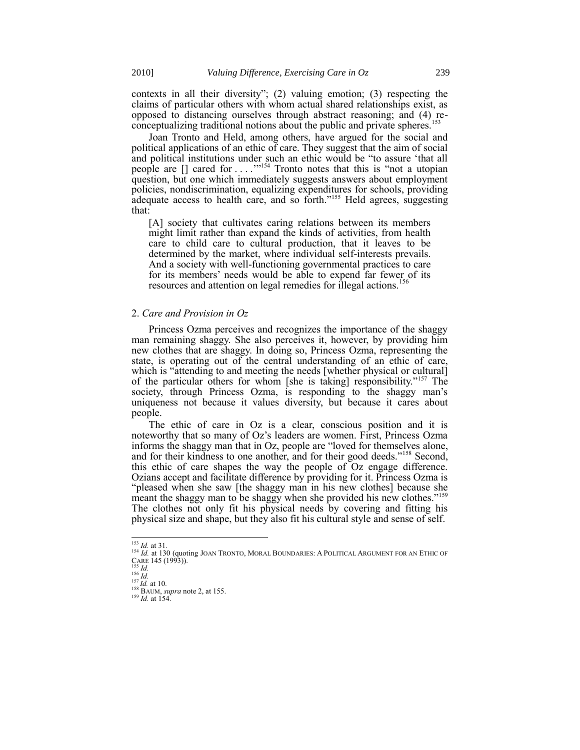contexts in all their diversity"; (2) valuing emotion; (3) respecting the claims of particular others with whom actual shared relationships exist, as opposed to distancing ourselves through abstract reasoning; and (4) re-conceptualizing traditional notions about the public and private spheres.[153]

Joan Tronto and Held, among others, have argued for the social and political applications of an ethic of care. They suggest that the aim of social and political institutions under such an ethic would be "to assure 'that all people are [] cared for . . . .'"[154] Tronto notes that this is "not a utopian question, but one which immediately suggests answers about employment policies, nondiscrimination, equalizing expenditures for schools, providing adequate access to health care, and so forth."[155] Held agrees, suggesting that:

> [A] society that cultivates caring relations between its members might limit rather than expand the kinds of activities, from health care to child care to cultural production, that it leaves to be determined by the market, where individual self-interests prevails. And a society with well-functioning governmental practices to care for its members' needs would be able to expend far fewer of its resources and attention on legal remedies for illegal actions.[156]

## 2. *Care and Provision in Oz*

Princess Ozma perceives and recognizes the importance of the shaggy man remaining shaggy. She also perceives it, however, by providing him new clothes that are shaggy. In doing so, Princess Ozma, representing the state, is operating out of the central understanding of an ethic of care, which is "attending to and meeting the needs [whether physical or cultural] of the particular others for whom [she is taking] responsibility."[157] The society, through Princess Ozma, is responding to the shaggy man's uniqueness not because it values diversity, but because it cares about people.

The ethic of care in Oz is a clear, conscious position and it is noteworthy that so many of Oz's leaders are women. First, Princess Ozma informs the shaggy man that in Oz, people are "loved for themselves alone, and for their kindness to one another, and for their good deeds."[158] Second, this ethic of care shapes the way the people of Oz engage difference. Ozians accept and facilitate difference by providing for it. Princess Ozma is "pleased when she saw [the shaggy man in his new clothes] because she meant the shaggy man to be shaggy when she provided his new clothes."[159] The clothes not only fit his physical needs by covering and fitting his physical size and shape, but they also fit his cultural style and sense of self.

---

[153] *Id.* at 31.

[154] *Id.* at 130 (quoting JOAN TRONTO, MORAL BOUNDARIES: A POLITICAL ARGUMENT FOR AN ETHIC OF CARE 145 (1993)).

[155] *Id.*

[156] *Id.*

[157] *Id.* at 10.

[158] BAUM, *supra* note 2, at 155.

[159] *Id.* at 154.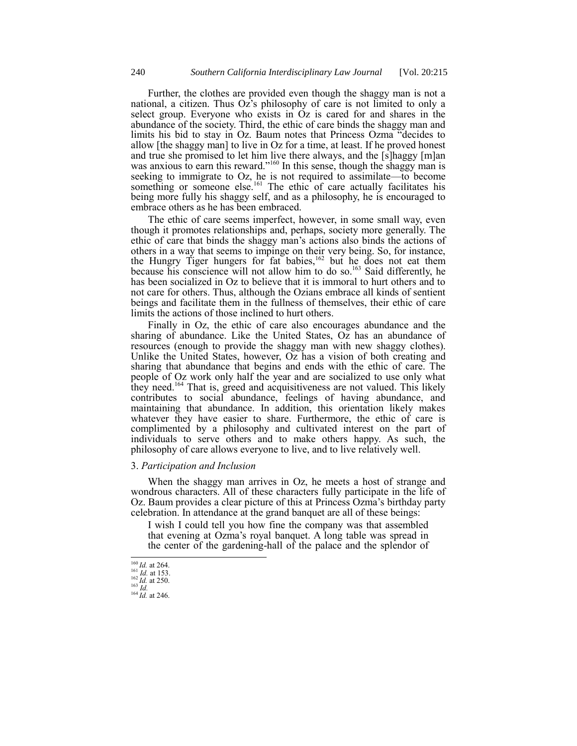Further, the clothes are provided even though the shaggy man is not a national, a citizen. Thus Oz's philosophy of care is not limited to only a select group. Everyone who exists in Oz is cared for and shares in the abundance of the society. Third, the ethic of care binds the shaggy man and limits his bid to stay in Oz. Baum notes that Princess Ozma "decides to allow [the shaggy man] to live in Oz for a time, at least. If he proved honest and true she promised to let him live there always, and the [s]haggy [m]an was anxious to earn this reward."[160] In this sense, though the shaggy man is seeking to immigrate to Oz, he is not required to assimilate—to become something or someone else.[161] The ethic of care actually facilitates his being more fully his shaggy self, and as a philosophy, he is encouraged to embrace others as he has been embraced.

The ethic of care seems imperfect, however, in some small way, even though it promotes relationships and, perhaps, society more generally. The ethic of care that binds the shaggy man's actions also binds the actions of others in a way that seems to impinge on their very being. So, for instance, the Hungry Tiger hungers for fat babies,[162] but he does not eat them because his conscience will not allow him to do so.[163] Said differently, he has been socialized in Oz to believe that it is immoral to hurt others and to not care for others. Thus, although the Ozians embrace all kinds of sentient beings and facilitate them in the fullness of themselves, their ethic of care limits the actions of those inclined to hurt others.

Finally in Oz, the ethic of care also encourages abundance and the sharing of abundance. Like the United States, Oz has an abundance of resources (enough to provide the shaggy man with new shaggy clothes). Unlike the United States, however, Oz has a vision of both creating and sharing that abundance that begins and ends with the ethic of care. The people of Oz work only half the year and are socialized to use only what they need.[164] That is, greed and acquisitiveness are not valued. This likely contributes to social abundance, feelings of having abundance, and maintaining that abundance. In addition, this orientation likely makes whatever they have easier to share. Furthermore, the ethic of care is complimented by a philosophy and cultivated interest on the part of individuals to serve others and to make others happy. As such, the philosophy of care allows everyone to live, and to live relatively well.

### 3. *Participation and Inclusion*

When the shaggy man arrives in Oz, he meets a host of strange and wondrous characters. All of these characters fully participate in the life of Oz. Baum provides a clear picture of this at Princess Ozma's birthday party celebration. In attendance at the grand banquet are all of these beings:

> I wish I could tell you how fine the company was that assembled that evening at Ozma's royal banquet. A long table was spread in the center of the gardening-hall of the palace and the splendor of

---

[160] *Id.* at 264.
[161] *Id.* at 153.
[162] *Id.* at 250.
[163] *Id.*
[164] *Id.* at 246.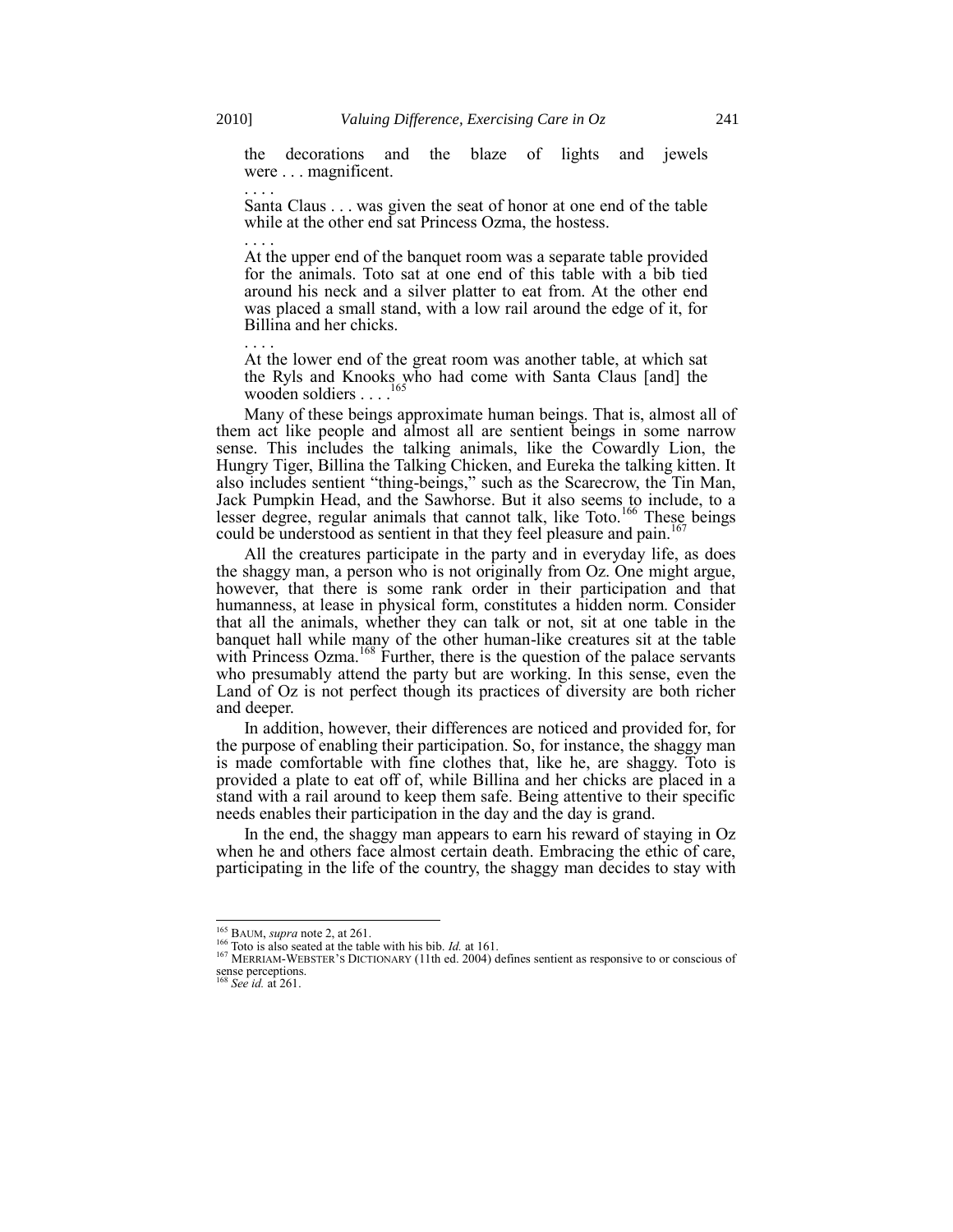> the decorations and the blaze of lights and jewels were . . . magnificent.
>
> . . . .
>
> Santa Claus . . . was given the seat of honor at one end of the table while at the other end sat Princess Ozma, the hostess.
>
> . . . .
>
> At the upper end of the banquet room was a separate table provided for the animals. Toto sat at one end of this table with a bib tied around his neck and a silver platter to eat from. At the other end was placed a small stand, with a low rail around the edge of it, for Billina and her chicks.
>
> . . . .
>
> At the lower end of the great room was another table, at which sat the Ryls and Knooks who had come with Santa Claus [and] the wooden soldiers . . . .[165]

Many of these beings approximate human beings. That is, almost all of them act like people and almost all are sentient beings in some narrow sense. This includes the talking animals, like the Cowardly Lion, the Hungry Tiger, Billina the Talking Chicken, and Eureka the talking kitten. It also includes sentient "thing-beings," such as the Scarecrow, the Tin Man, Jack Pumpkin Head, and the Sawhorse. But it also seems to include, to a lesser degree, regular animals that cannot talk, like Toto.[166] These beings could be understood as sentient in that they feel pleasure and pain.[167]

All the creatures participate in the party and in everyday life, as does the shaggy man, a person who is not originally from Oz. One might argue, however, that there is some rank order in their participation and that humanness, at lease in physical form, constitutes a hidden norm. Consider that all the animals, whether they can talk or not, sit at one table in the banquet hall while many of the other human-like creatures sit at the table with Princess Ozma.[168] Further, there is the question of the palace servants who presumably attend the party but are working. In this sense, even the Land of Oz is not perfect though its practices of diversity are both richer and deeper.

In addition, however, their differences are noticed and provided for, for the purpose of enabling their participation. So, for instance, the shaggy man is made comfortable with fine clothes that, like he, are shaggy. Toto is provided a plate to eat off of, while Billina and her chicks are placed in a stand with a rail around to keep them safe. Being attentive to their specific needs enables their participation in the day and the day is grand.

In the end, the shaggy man appears to earn his reward of staying in Oz when he and others face almost certain death. Embracing the ethic of care, participating in the life of the country, the shaggy man decides to stay with

---

[165] BAUM, *supra* note 2, at 261.

[166] Toto is also seated at the table with his bib. *Id.* at 161.

[167] MERRIAM-WEBSTER'S DICTIONARY (11th ed. 2004) defines sentient as responsive to or conscious of sense perceptions.

[168] *See id.* at 261.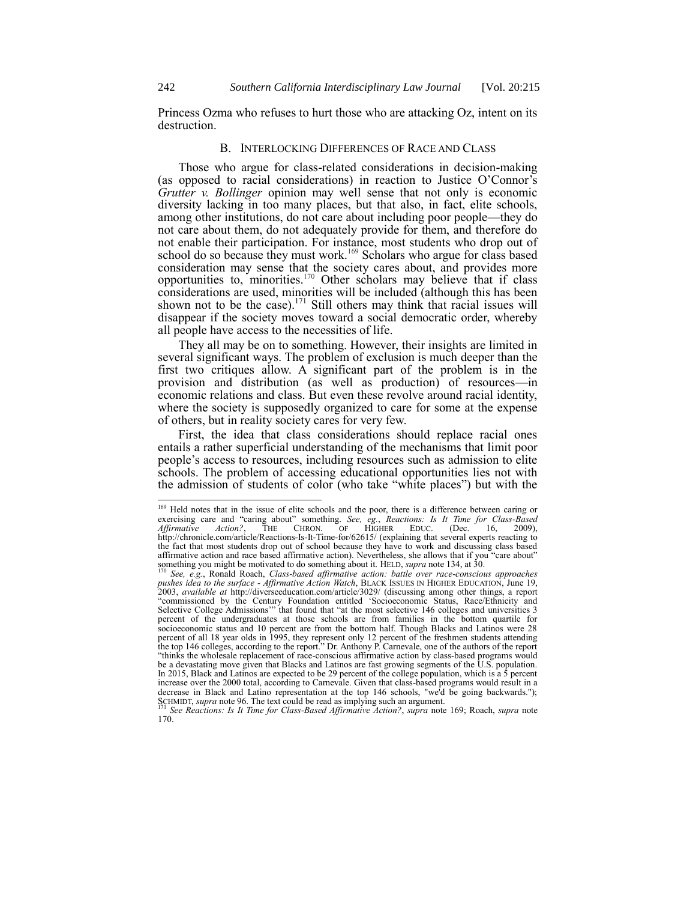Princess Ozma who refuses to hurt those who are attacking Oz, intent on its destruction.

### B. INTERLOCKING DIFFERENCES OF RACE AND CLASS

Those who argue for class-related considerations in decision-making (as opposed to racial considerations) in reaction to Justice O'Connor's *Grutter v. Bollinger* opinion may well sense that not only is economic diversity lacking in too many places, but that also, in fact, elite schools, among other institutions, do not care about including poor people—they do not care about them, do not adequately provide for them, and therefore do not enable their participation. For instance, most students who drop out of school do so because they must work.[169] Scholars who argue for class based consideration may sense that the society cares about, and provides more opportunities to, minorities.[170] Other scholars may believe that if class considerations are used, minorities will be included (although this has been shown not to be the case).[171] Still others may think that racial issues will disappear if the society moves toward a social democratic order, whereby all people have access to the necessities of life.

They all may be on to something. However, their insights are limited in several significant ways. The problem of exclusion is much deeper than the first two critiques allow. A significant part of the problem is in the provision and distribution (as well as production) of resources—in economic relations and class. But even these revolve around racial identity, where the society is supposedly organized to care for some at the expense of others, but in reality society cares for very few.

First, the idea that class considerations should replace racial ones entails a rather superficial understanding of the mechanisms that limit poor people's access to resources, including resources such as admission to elite schools. The problem of accessing educational opportunities lies not with the admission of students of color (who take "white places") but with the

---

[169] Held notes that in the issue of elite schools and the poor, there is a difference between caring or exercising care and "caring about" something. *See, eg.*, *Reactions: Is It Time for Class-Based Affirmative Action?*, THE CHRON. OF HIGHER EDUC. (Dec. 16, 2009), http://chronicle.com/article/Reactions-Is-It-Time-for/62615/ (explaining that several experts reacting to the fact that most students drop out of school because they have to work and discussing class based affirmative action and race based affirmative action). Nevertheless, she allows that if you "care about" something you might be motivated to do something about it. HELD, *supra* note 134, at 30.

[170] *See, e.g.*, Ronald Roach, *Class-based affirmative action: battle over race-conscious approaches pushes idea to the surface - Affirmative Action Watch*, BLACK ISSUES IN HIGHER EDUCATION, June 19, 2003, *available at* http://diverseeducation.com/article/3029/ (discussing among other things, a report "commissioned by the Century Foundation entitled 'Socioeconomic Status, Race/Ethnicity and Selective College Admissions'" that found that "at the most selective 146 colleges and universities 3 percent of the undergraduates at those schools are from families in the bottom quartile for socioeconomic status and 10 percent are from the bottom half. Though Blacks and Latinos were 28 percent of all 18 year olds in 1995, they represent only 12 percent of the freshmen students attending the top 146 colleges, according to the report." Dr. Anthony P. Carnevale, one of the authors of the report "thinks the wholesale replacement of race-conscious affirmative action by class-based programs would be a devastating move given that Blacks and Latinos are fast growing segments of the U.S. population. In 2015, Black and Latinos are expected to be 29 percent of the college population, which is a 5 percent increase over the 2000 total, according to Carnevale. Given that class-based programs would result in a decrease in Black and Latino representation at the top 146 schools, "we'd be going backwards."); SCHMIDT, *supra* note 96. The text could be read as implying such an argument.

[171] *See Reactions: Is It Time for Class-Based Affirmative Action?*, *supra* note 169; Roach, *supra* note 170.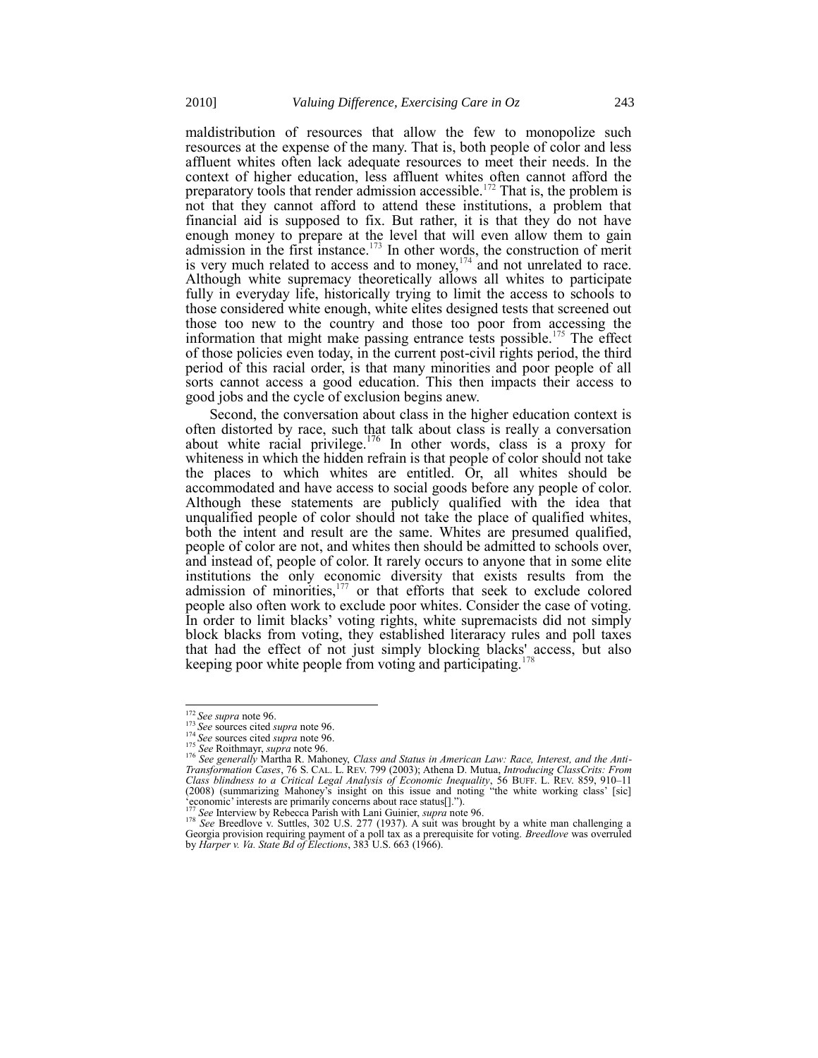maldistribution of resources that allow the few to monopolize such resources at the expense of the many. That is, both people of color and less affluent whites often lack adequate resources to meet their needs. In the context of higher education, less affluent whites often cannot afford the preparatory tools that render admission accessible.[172] That is, the problem is not that they cannot afford to attend these institutions, a problem that financial aid is supposed to fix. But rather, it is that they do not have enough money to prepare at the level that will even allow them to gain admission in the first instance.[173] In other words, the construction of merit is very much related to access and to money,[174] and not unrelated to race. Although white supremacy theoretically allows all whites to participate fully in everyday life, historically trying to limit the access to schools to those considered white enough, white elites designed tests that screened out those too new to the country and those too poor from accessing the information that might make passing entrance tests possible.[175] The effect of those policies even today, in the current post-civil rights period, the third period of this racial order, is that many minorities and poor people of all sorts cannot access a good education. This then impacts their access to good jobs and the cycle of exclusion begins anew.

Second, the conversation about class in the higher education context is often distorted by race, such that talk about class is really a conversation about white racial privilege.[176] In other words, class is a proxy for whiteness in which the hidden refrain is that people of color should not take the places to which whites are entitled. Or, all whites should be accommodated and have access to social goods before any people of color. Although these statements are publicly qualified with the idea that unqualified people of color should not take the place of qualified whites, both the intent and result are the same. Whites are presumed qualified, people of color are not, and whites then should be admitted to schools over, and instead of, people of color. It rarely occurs to anyone that in some elite institutions the only economic diversity that exists results from the admission of minorities,[177] or that efforts that seek to exclude colored people also often work to exclude poor whites. Consider the case of voting. In order to limit blacks' voting rights, white supremacists did not simply block blacks from voting, they established literaracy rules and poll taxes that had the effect of not just simply blocking blacks' access, but also keeping poor white people from voting and participating.[178]

---

[172] *See supra* note 96.

[173] *See* sources cited *supra* note 96.

[174] *See* sources cited *supra* note 96.

[175] *See* Roithmayr, *supra* note 96.

[176] *See generally* Martha R. Mahoney, *Class and Status in American Law: Race, Interest, and the Anti-Transformation Cases*, 76 S. CAL. L. REV. 799 (2003); Athena D. Mutua, *Introducing ClassCrits: From Class blindness to a Critical Legal Analysis of Economic Inequality*, 56 BUFF. L. REV. 859, 910–11 (2008) (summarizing Mahoney's insight on this issue and noting "the white working class' [sic] 'economic' interests are primarily concerns about race status[].").

[177] *See* Interview by Rebecca Parish with Lani Guinier, *supra* note 96.

[178] *See* Breedlove v. Suttles, 302 U.S. 277 (1937). A suit was brought by a white man challenging a Georgia provision requiring payment of a poll tax as a prerequisite for voting. *Breedlove* was overruled by *Harper v. Va. State Bd of Elections*, 383 U.S. 663 (1966).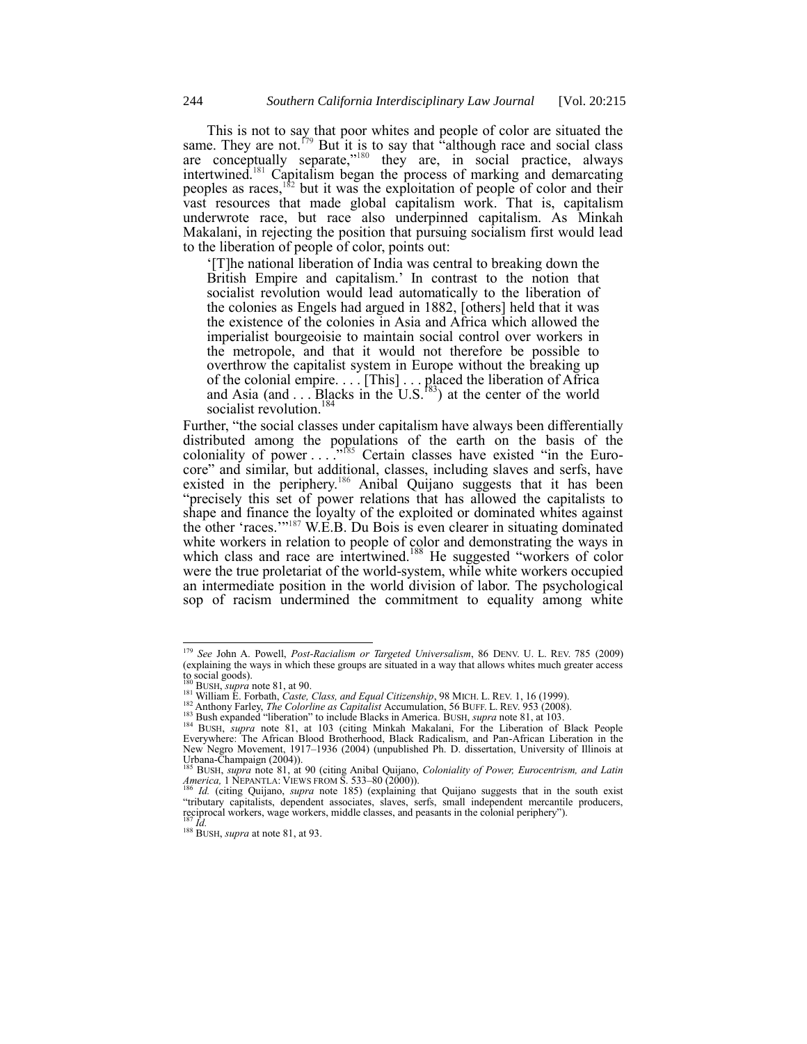This is not to say that poor whites and people of color are situated the same. They are not.[179] But it is to say that "although race and social class are conceptually separate,"[180] they are, in social practice, always intertwined.[181] Capitalism began the process of marking and demarcating peoples as races,[182] but it was the exploitation of people of color and their vast resources that made global capitalism work. That is, capitalism underwrote race, but race also underpinned capitalism. As Minkah Makalani, in rejecting the position that pursuing socialism first would lead to the liberation of people of color, points out:

> '[T]he national liberation of India was central to breaking down the British Empire and capitalism.' In contrast to the notion that socialist revolution would lead automatically to the liberation of the colonies as Engels had argued in 1882, [others] held that it was the existence of the colonies in Asia and Africa which allowed the imperialist bourgeoisie to maintain social control over workers in the metropole, and that it would not therefore be possible to overthrow the capitalist system in Europe without the breaking up of the colonial empire. . . . [This] . . . placed the liberation of Africa and Asia (and . . . Blacks in the U.S.[183]) at the center of the world socialist revolution.[184]

Further, "the social classes under capitalism have always been differentially distributed among the populations of the earth on the basis of the coloniality of power . . . ."[185] Certain classes have existed "in the Euro-core" and similar, but additional, classes, including slaves and serfs, have existed in the periphery.[186] Anibal Quijano suggests that it has been "precisely this set of power relations that has allowed the capitalists to shape and finance the loyalty of the exploited or dominated whites against the other 'races.'"[187] W.E.B. Du Bois is even clearer in situating dominated white workers in relation to people of color and demonstrating the ways in which class and race are intertwined.[188] He suggested "workers of color were the true proletariat of the world-system, while white workers occupied an intermediate position in the world division of labor. The psychological sop of racism undermined the commitment to equality among white

---

[179] *See* John A. Powell, *Post-Racialism or Targeted Universalism*, 86 DENV. U. L. REV. 785 (2009) (explaining the ways in which these groups are situated in a way that allows whites much greater access to social goods).

[180] BUSH, *supra* note 81, at 90.

[181] William E. Forbath, *Caste, Class, and Equal Citizenship*, 98 MICH. L. REV. 1, 16 (1999).

[182] Anthony Farley, *The Colorline as Capitalist* Accumulation, 56 BUFF. L. REV. 953 (2008).

[183] Bush expanded "liberation" to include Blacks in America. BUSH, *supra* note 81, at 103.

[184] BUSH, *supra* note 81, at 103 (citing Minkah Makalani, For the Liberation of Black People Everywhere: The African Blood Brotherhood, Black Radicalism, and Pan-African Liberation in the New Negro Movement, 1917–1936 (2004) (unpublished Ph. D. dissertation, University of Illinois at Urbana-Champaign (2004)).

[185] BUSH, *supra* note 81, at 90 (citing Anibal Quijano, *Coloniality of Power, Eurocentrism, and Latin America,* 1 NEPANTLA: VIEWS FROM S. 533–80 (2000)).

[186] *Id.* (citing Quijano, *supra* note 185) (explaining that Quijano suggests that in the south exist "tributary capitalists, dependent associates, slaves, serfs, small independent mercantile producers, reciprocal workers, wage workers, middle classes, and peasants in the colonial periphery").

[187] *Id.*

[188] BUSH, *supra* at note 81, at 93.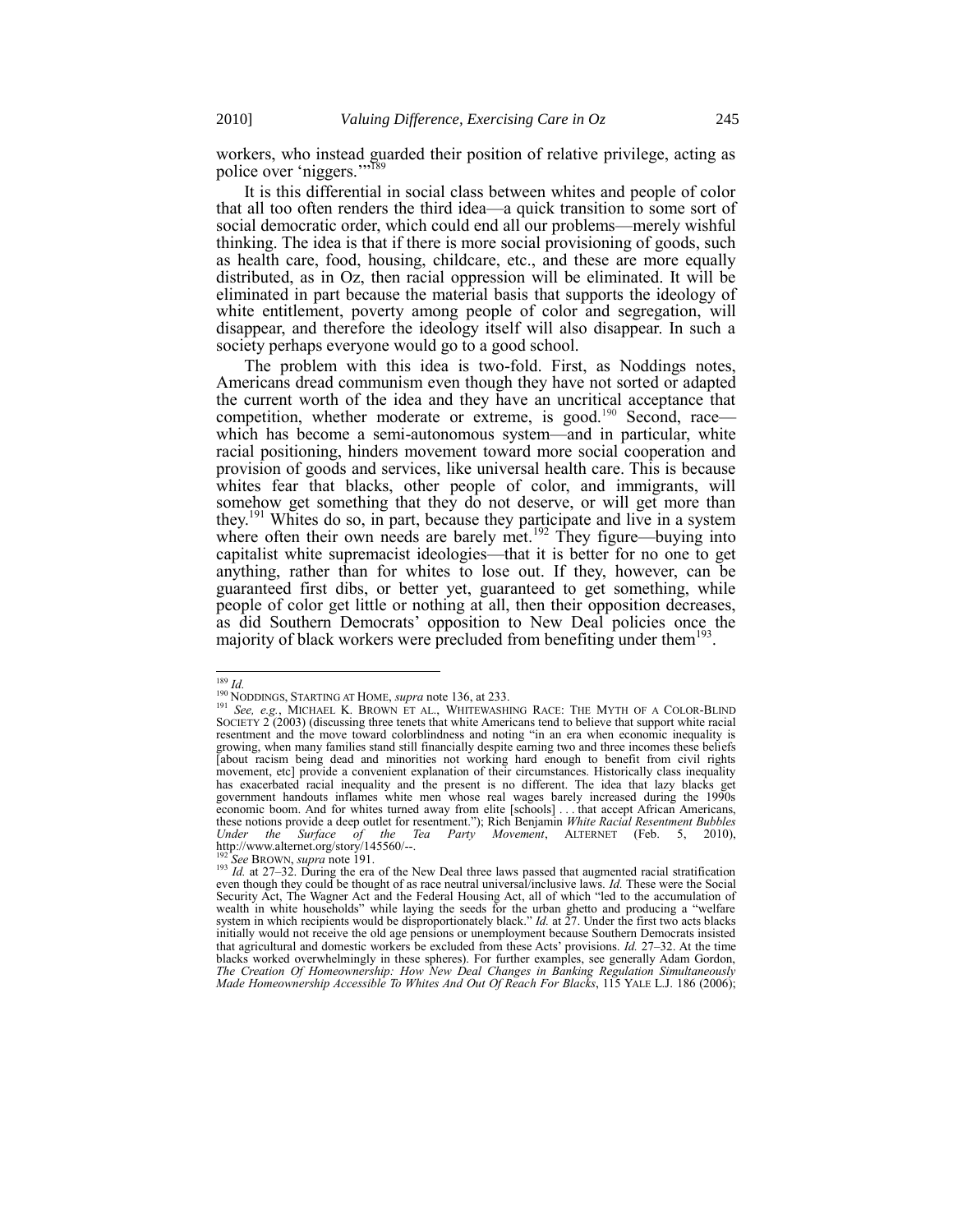workers, who instead guarded their position of relative privilege, acting as police over 'niggers.'"[189]

It is this differential in social class between whites and people of color that all too often renders the third idea—a quick transition to some sort of social democratic order, which could end all our problems—merely wishful thinking. The idea is that if there is more social provisioning of goods, such as health care, food, housing, childcare, etc., and these are more equally distributed, as in Oz, then racial oppression will be eliminated. It will be eliminated in part because the material basis that supports the ideology of white entitlement, poverty among people of color and segregation, will disappear, and therefore the ideology itself will also disappear. In such a society perhaps everyone would go to a good school.

The problem with this idea is two-fold. First, as Noddings notes, Americans dread communism even though they have not sorted or adapted the current worth of the idea and they have an uncritical acceptance that competition, whether moderate or extreme, is good.[190] Second, race—which has become a semi-autonomous system—and in particular, white racial positioning, hinders movement toward more social cooperation and provision of goods and services, like universal health care. This is because whites fear that blacks, other people of color, and immigrants, will somehow get something that they do not deserve, or will get more than they.[191] Whites do so, in part, because they participate and live in a system where often their own needs are barely met.[192] They figure—buying into capitalist white supremacist ideologies—that it is better for no one to get anything, rather than for whites to lose out. If they, however, can be guaranteed first dibs, or better yet, guaranteed to get something, while people of color get little or nothing at all, then their opposition decreases, as did Southern Democrats' opposition to New Deal policies once the majority of black workers were precluded from benefiting under them[193].

---

[189] *Id.*

[190] NODDINGS, STARTING AT HOME, *supra* note 136, at 233.

[191] *See, e.g.*, MICHAEL K. BROWN ET AL., WHITEWASHING RACE: THE MYTH OF A COLOR-BLIND SOCIETY 2 (2003) (discussing three tenets that white Americans tend to believe that support white racial resentment and the move toward colorblindness and noting "in an era when economic inequality is growing, when many families stand still financially despite earning two and three incomes these beliefs [about racism being dead and minorities not working hard enough to benefit from civil rights movement, etc] provide a convenient explanation of their circumstances. Historically class inequality has exacerbated racial inequality and the present is no different. The idea that lazy blacks get government handouts inflames white men whose real wages barely increased during the 1990s economic boom. And for whites turned away from elite [schools] . . . that accept African Americans, these notions provide a deep outlet for resentment."); Rich Benjamin *White Racial Resentment Bubbles Under the Surface of the Tea Party Movement*, ALTERNET (Feb. 5, 2010), http://www.alternet.org/story/145560/--.

[192] *See* BROWN, *supra* note 191.

[193] *Id.* at 27–32. During the era of the New Deal three laws passed that augmented racial stratification even though they could be thought of as race neutral universal/inclusive laws. *Id.* These were the Social Security Act, The Wagner Act and the Federal Housing Act, all of which "led to the accumulation of wealth in white households" while laying the seeds for the urban ghetto and producing a "welfare system in which recipients would be disproportionately black." *Id.* at 27. Under the first two acts blacks initially would not receive the old age pensions or unemployment because Southern Democrats insisted that agricultural and domestic workers be excluded from these Acts' provisions. *Id.* 27–32. At the time blacks worked overwhelmingly in these spheres). For further examples, see generally Adam Gordon, *The Creation Of Homeownership: How New Deal Changes in Banking Regulation Simultaneously Made Homeownership Accessible To Whites And Out Of Reach For Blacks*, 115 YALE L.J. 186 (2006);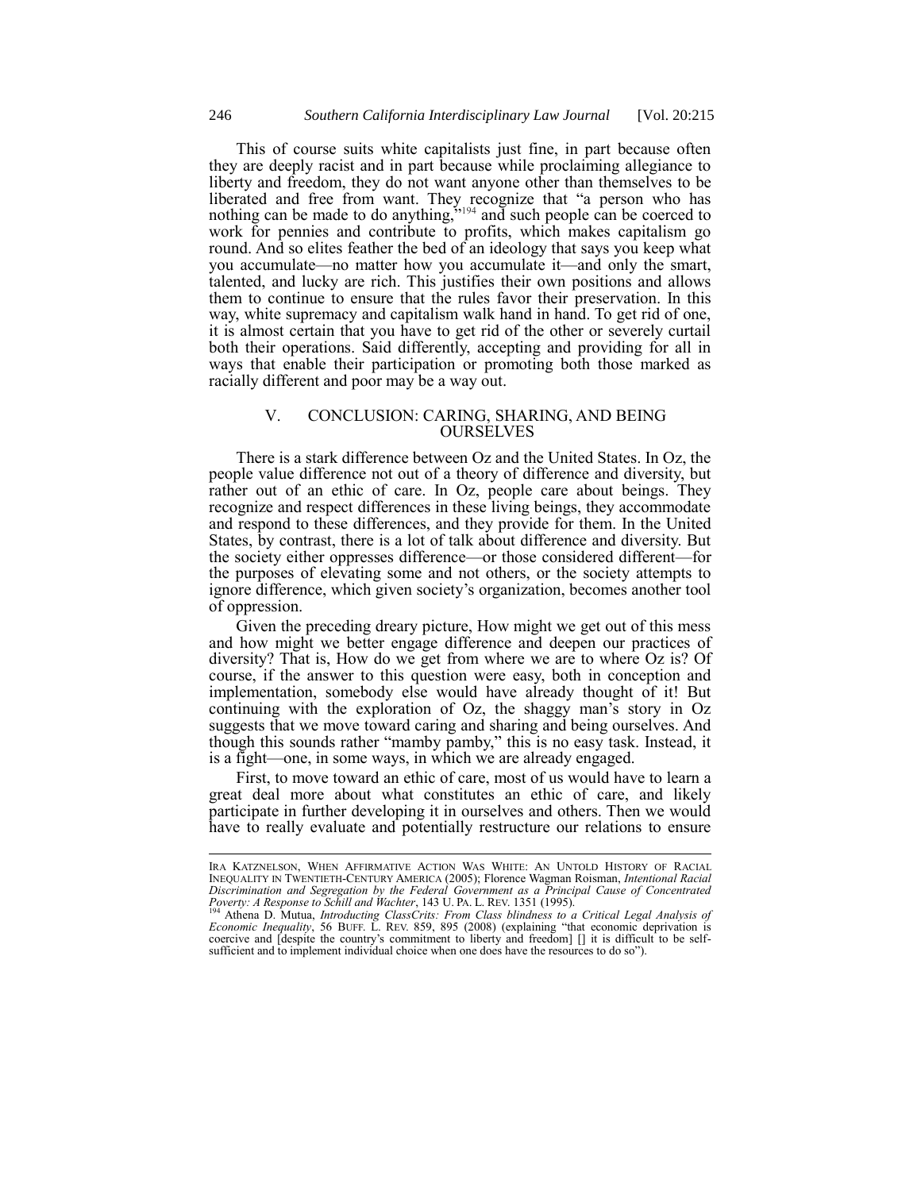This of course suits white capitalists just fine, in part because often they are deeply racist and in part because while proclaiming allegiance to liberty and freedom, they do not want anyone other than themselves to be liberated and free from want. They recognize that "a person who has nothing can be made to do anything,"[194] and such people can be coerced to work for pennies and contribute to profits, which makes capitalism go round. And so elites feather the bed of an ideology that says you keep what you accumulate—no matter how you accumulate it—and only the smart, talented, and lucky are rich. This justifies their own positions and allows them to continue to ensure that the rules favor their preservation. In this way, white supremacy and capitalism walk hand in hand. To get rid of one, it is almost certain that you have to get rid of the other or severely curtail both their operations. Said differently, accepting and providing for all in ways that enable their participation or promoting both those marked as racially different and poor may be a way out.

## V. CONCLUSION: CARING, SHARING, AND BEING OURSELVES

There is a stark difference between Oz and the United States. In Oz, the people value difference not out of a theory of difference and diversity, but rather out of an ethic of care. In Oz, people care about beings. They recognize and respect differences in these living beings, they accommodate and respond to these differences, and they provide for them. In the United States, by contrast, there is a lot of talk about difference and diversity. But the society either oppresses difference—or those considered different—for the purposes of elevating some and not others, or the society attempts to ignore difference, which given society's organization, becomes another tool of oppression.

Given the preceding dreary picture, How might we get out of this mess and how might we better engage difference and deepen our practices of diversity? That is, How do we get from where we are to where Oz is? Of course, if the answer to this question were easy, both in conception and implementation, somebody else would have already thought of it! But continuing with the exploration of Oz, the shaggy man's story in Oz suggests that we move toward caring and sharing and being ourselves. And though this sounds rather "mamby pamby," this is no easy task. Instead, it is a fight—one, in some ways, in which we are already engaged.

First, to move toward an ethic of care, most of us would have to learn a great deal more about what constitutes an ethic of care, and likely participate in further developing it in ourselves and others. Then we would have to really evaluate and potentially restructure our relations to ensure

---

IRA KATZNELSON, WHEN AFFIRMATIVE ACTION WAS WHITE: AN UNTOLD HISTORY OF RACIAL INEQUALITY IN TWENTIETH-CENTURY AMERICA (2005); Florence Wagman Roisman, *Intentional Racial Discrimination and Segregation by the Federal Government as a Principal Cause of Concentrated Poverty: A Response to Schill and Wachter*, 143 U. PA. L. REV. 1351 (1995).

[194] Athena D. Mutua, *Introducting ClassCrits: From Class blindness to a Critical Legal Analysis of Economic Inequality*, 56 BUFF. L. REV. 859, 895 (2008) (explaining "that economic deprivation is coercive and [despite the country's commitment to liberty and freedom] [] it is difficult to be self-sufficient and to implement individual choice when one does have the resources to do so").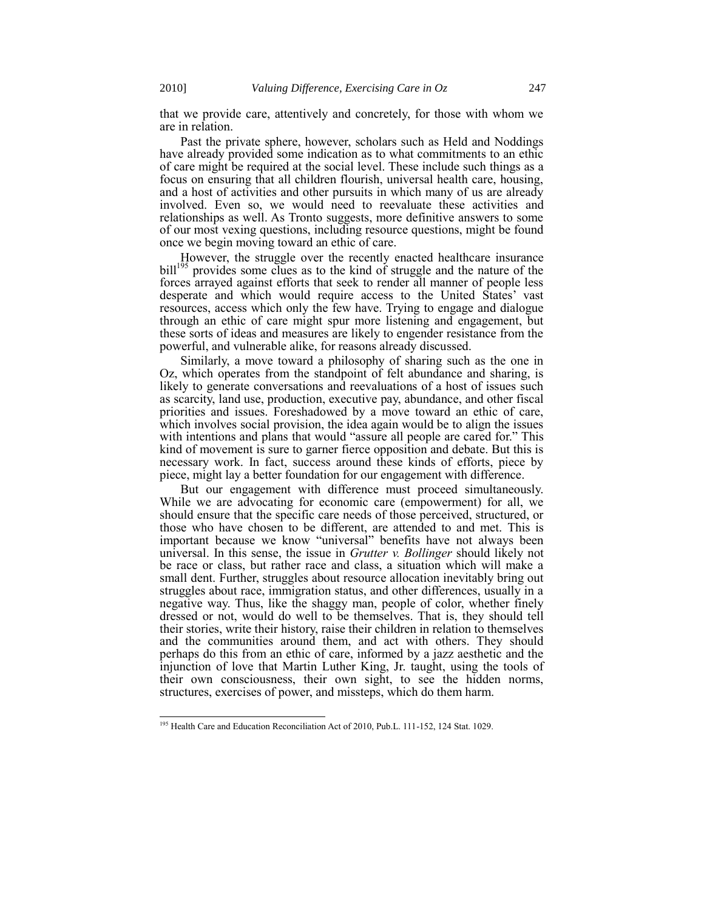that we provide care, attentively and concretely, for those with whom we are in relation.

Past the private sphere, however, scholars such as Held and Noddings have already provided some indication as to what commitments to an ethic of care might be required at the social level. These include such things as a focus on ensuring that all children flourish, universal health care, housing, and a host of activities and other pursuits in which many of us are already involved. Even so, we would need to reevaluate these activities and relationships as well. As Tronto suggests, more definitive answers to some of our most vexing questions, including resource questions, might be found once we begin moving toward an ethic of care.

However, the struggle over the recently enacted healthcare insurance bill[195] provides some clues as to the kind of struggle and the nature of the forces arrayed against efforts that seek to render all manner of people less desperate and which would require access to the United States' vast resources, access which only the few have. Trying to engage and dialogue through an ethic of care might spur more listening and engagement, but these sorts of ideas and measures are likely to engender resistance from the powerful, and vulnerable alike, for reasons already discussed.

Similarly, a move toward a philosophy of sharing such as the one in Oz, which operates from the standpoint of felt abundance and sharing, is likely to generate conversations and reevaluations of a host of issues such as scarcity, land use, production, executive pay, abundance, and other fiscal priorities and issues. Foreshadowed by a move toward an ethic of care, which involves social provision, the idea again would be to align the issues with intentions and plans that would "assure all people are cared for." This kind of movement is sure to garner fierce opposition and debate. But this is necessary work. In fact, success around these kinds of efforts, piece by piece, might lay a better foundation for our engagement with difference.

But our engagement with difference must proceed simultaneously. While we are advocating for economic care (empowerment) for all, we should ensure that the specific care needs of those perceived, structured, or those who have chosen to be different, are attended to and met. This is important because we know "universal" benefits have not always been universal. In this sense, the issue in *Grutter v. Bollinger* should likely not be race or class, but rather race and class, a situation which will make a small dent. Further, struggles about resource allocation inevitably bring out struggles about race, immigration status, and other differences, usually in a negative way. Thus, like the shaggy man, people of color, whether finely dressed or not, would do well to be themselves. That is, they should tell their stories, write their history, raise their children in relation to themselves and the communities around them, and act with others. They should perhaps do this from an ethic of care, informed by a jazz aesthetic and the injunction of love that Martin Luther King, Jr. taught, using the tools of their own consciousness, their own sight, to see the hidden norms, structures, exercises of power, and missteps, which do them harm.

---

[195] Health Care and Education Reconciliation Act of 2010, Pub.L. 111-152, 124 Stat. 1029.